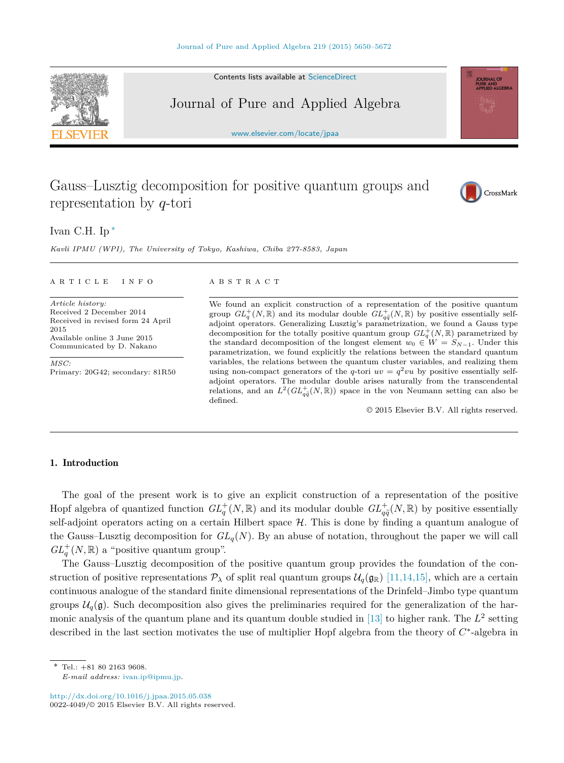Contents lists available at ScienceDirect

# Journal of Pure and Applied Algebra

www.elsevier.com/locate/jpaa

# Gauss–Lusztig decomposition for positive quantum groups and representation by $q$-tori

Ivan C.H. Ip [*]

*Kavli IPMU (WPI), The University of Tokyo, Kashiwa, Chiba 277-8583, Japan*

**ARTICLE INFO**

*Article history:*
Received 2 December 2014
Received in revised form 24 April 2015
Available online 3 June 2015
Communicated by D. Nakano

*MSC:*
Primary: 20G42; secondary: 81R50

**ABSTRACT**

We found an explicit construction of a representation of the positive quantum group $GL_q^+(N,\mathbb{R})$ and its modular double $GL_{q\tilde{q}}^+(N,\mathbb{R})$ by positive essentially self-adjoint operators. Generalizing Lusztig's parametrization, we found a Gauss type decomposition for the totally positive quantum group $GL_q^+(N,\mathbb{R})$ parametrized by the standard decomposition of the longest element $w_0 \in W = S_{N-1}$. Under this parametrization, we found explicitly the relations between the standard quantum variables, the relations between the quantum cluster variables, and realizing them using non-compact generators of the $q$-tori $uv = q^2 vu$ by positive essentially self-adjoint operators. The modular double arises naturally from the transcendental relations, and an $L^2(GL_{q\tilde{q}}^+(N,\mathbb{R}))$ space in the von Neumann setting can also be defined.

© 2015 Elsevier B.V. All rights reserved.

## 1. Introduction

The goal of the present work is to give an explicit construction of a representation of the positive Hopf algebra of quantized function $GL_q^+(N,\mathbb{R})$ and its modular double $GL_{q\tilde{q}}^+(N,\mathbb{R})$ by positive essentially self-adjoint operators acting on a certain Hilbert space $\mathcal{H}$. This is done by finding a quantum analogue of the Gauss–Lusztig decomposition for $GL_q(N)$. By an abuse of notation, throughout the paper we will call $GL_q^+(N,\mathbb{R})$ a "positive quantum group".

The Gauss–Lusztig decomposition of the positive quantum group provides the foundation of the construction of positive representations $\mathcal{P}_\lambda$ of split real quantum groups $\mathcal{U}_q(\mathfrak{g}_\mathbb{R})$ [11,14,15], which are a certain continuous analogue of the standard finite dimensional representations of the Drinfeld–Jimbo type quantum groups $\mathcal{U}_q(\mathfrak{g})$. Such decomposition also gives the preliminaries required for the generalization of the harmonic analysis of the quantum plane and its quantum double studied in [13] to higher rank. The $L^2$ setting described in the last section motivates the use of multiplier Hopf algebra from the theory of $C^*$-algebra in

[*] Tel.: +81 80 2163 9608.
*E-mail address:* ivan.ip@ipmu.jp.

http://dx.doi.org/10.1016/j.jpaa.2015.05.038
0022-4049/© 2015 Elsevier B.V. All rights reserved.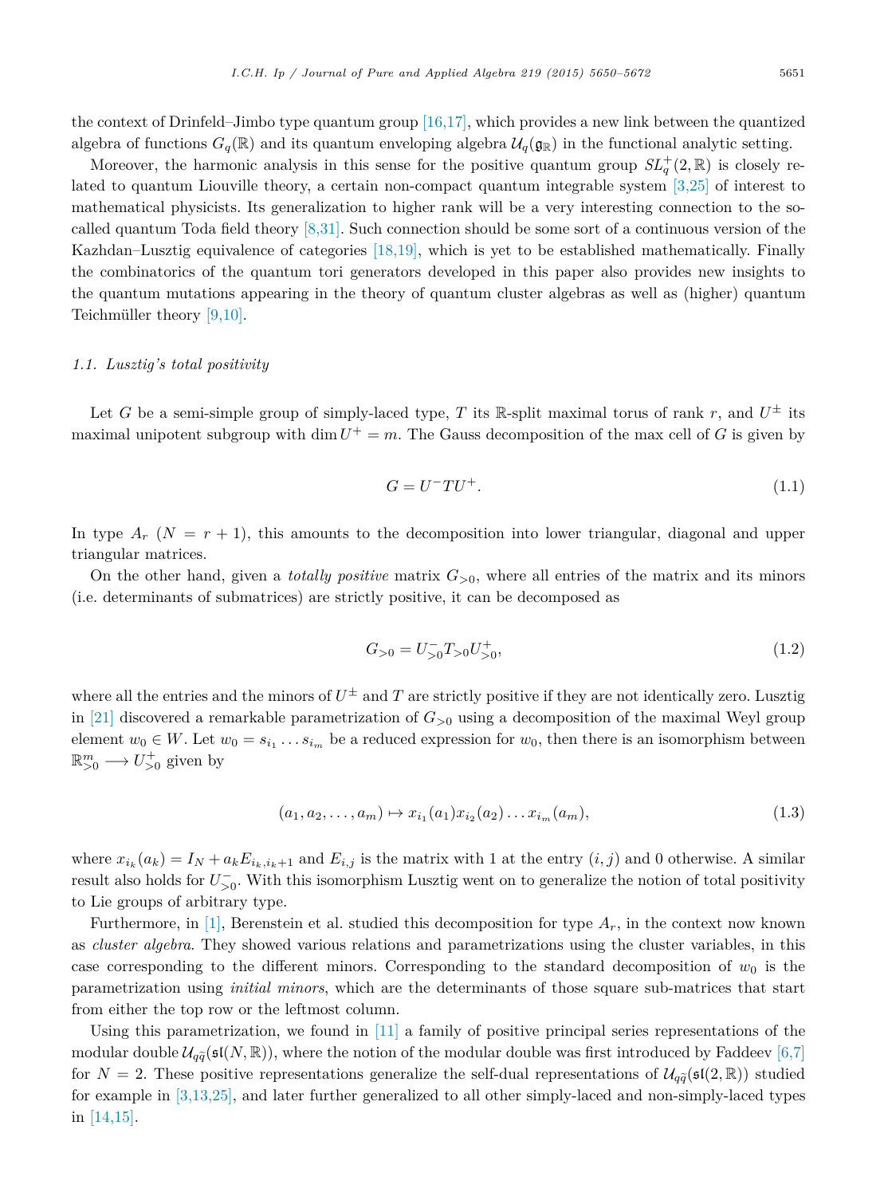the context of Drinfeld–Jimbo type quantum group [16,17], which provides a new link between the quantized algebra of functions $G_q(\mathbb{R})$ and its quantum enveloping algebra $\mathcal{U}_q(\mathfrak{g}_\mathbb{R})$ in the functional analytic setting.

Moreover, the harmonic analysis in this sense for the positive quantum group $SL_q^+(2,\mathbb{R})$ is closely related to quantum Liouville theory, a certain non-compact quantum integrable system [3,25] of interest to mathematical physicists. Its generalization to higher rank will be a very interesting connection to the so-called quantum Toda field theory [8,31]. Such connection should be some sort of a continuous version of the Kazhdan–Lusztig equivalence of categories [18,19], which is yet to be established mathematically. Finally the combinatorics of the quantum tori generators developed in this paper also provides new insights to the quantum mutations appearing in the theory of quantum cluster algebras as well as (higher) quantum Teichmüller theory [9,10].

### 1.1. Lusztig's total positivity

Let $G$ be a semi-simple group of simply-laced type, $T$ its $\mathbb{R}$-split maximal torus of rank $r$, and $U^\pm$ its maximal unipotent subgroup with $\dim U^+ = m$. The Gauss decomposition of the max cell of $G$ is given by

$$G = U^- T U^+. \tag{1.1}$$

In type $A_r$ ($N = r + 1$), this amounts to the decomposition into lower triangular, diagonal and upper triangular matrices.

On the other hand, given a *totally positive* matrix $G_{>0}$, where all entries of the matrix and its minors (i.e. determinants of submatrices) are strictly positive, it can be decomposed as

$$G_{>0} = U_{>0}^- T_{>0} U_{>0}^+, \tag{1.2}$$

where all the entries and the minors of $U^\pm$ and $T$ are strictly positive if they are not identically zero. Lusztig in [21] discovered a remarkable parametrization of $G_{>0}$ using a decomposition of the maximal Weyl group element $w_0 \in W$. Let $w_0 = s_{i_1} \dots s_{i_m}$ be a reduced expression for $w_0$, then there is an isomorphism between $\mathbb{R}_{>0}^m \longrightarrow U_{>0}^+$ given by

$$(a_1, a_2, \dots, a_m) \mapsto x_{i_1}(a_1) x_{i_2}(a_2) \dots x_{i_m}(a_m), \tag{1.3}$$

where $x_{i_k}(a_k) = I_N + a_k E_{i_k, i_k+1}$ and $E_{i,j}$ is the matrix with 1 at the entry $(i,j)$ and 0 otherwise. A similar result also holds for $U_{>0}^-$. With this isomorphism Lusztig went on to generalize the notion of total positivity to Lie groups of arbitrary type.

Furthermore, in [1], Berenstein et al. studied this decomposition for type $A_r$, in the context now known as *cluster algebra*. They showed various relations and parametrizations using the cluster variables, in this case corresponding to the different minors. Corresponding to the standard decomposition of $w_0$ is the parametrization using *initial minors*, which are the determinants of those square sub-matrices that start from either the top row or the leftmost column.

Using this parametrization, we found in [11] a family of positive principal series representations of the modular double $\mathcal{U}_{q\tilde{q}}(\mathfrak{sl}(N,\mathbb{R}))$, where the notion of the modular double was first introduced by Faddeev [6,7] for $N = 2$. These positive representations generalize the self-dual representations of $\mathcal{U}_{q\tilde{q}}(\mathfrak{sl}(2,\mathbb{R}))$ studied for example in [3,13,25], and later further generalized to all other simply-laced and non-simply-laced types in [14,15].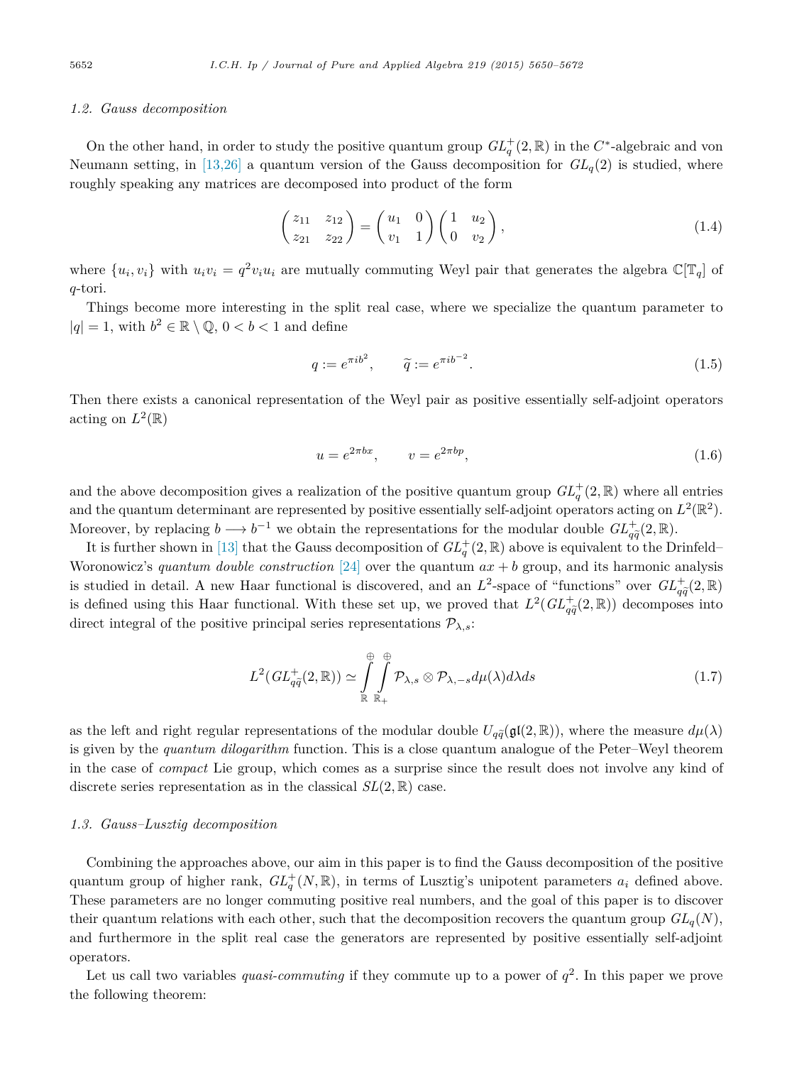### 1.2. Gauss decomposition

On the other hand, in order to study the positive quantum group $GL_q^+(2,\mathbb{R})$ in the $C^*$-algebraic and von Neumann setting, in [13,26] a quantum version of the Gauss decomposition for $GL_q(2)$ is studied, where roughly speaking any matrices are decomposed into product of the form

$$\begin{pmatrix} z_{11} & z_{12} \\ z_{21} & z_{22} \end{pmatrix} = \begin{pmatrix} u_1 & 0 \\ v_1 & 1 \end{pmatrix} \begin{pmatrix} 1 & u_2 \\ 0 & v_2 \end{pmatrix}, \tag{1.4}$$

where $\{u_i, v_i\}$ with $u_i v_i = q^2 v_i u_i$ are mutually commuting Weyl pair that generates the algebra $\mathbb{C}[\mathbb{T}_q]$ of $q$-tori.

Things become more interesting in the split real case, where we specialize the quantum parameter to $|q| = 1$, with $b^2 \in \mathbb{R} \setminus \mathbb{Q}$, $0 < b < 1$ and define

$$q := e^{\pi i b^2}, \qquad \widetilde{q} := e^{\pi i b^{-2}}. \tag{1.5}$$

Then there exists a canonical representation of the Weyl pair as positive essentially self-adjoint operators acting on $L^2(\mathbb{R})$

$$u = e^{2\pi b x}, \qquad v = e^{2\pi b p}, \tag{1.6}$$

and the above decomposition gives a realization of the positive quantum group $GL_q^+(2,\mathbb{R})$ where all entries and the quantum determinant are represented by positive essentially self-adjoint operators acting on $L^2(\mathbb{R}^2)$. Moreover, by replacing $b \longrightarrow b^{-1}$ we obtain the representations for the modular double $GL_{q\widetilde{q}}^+(2,\mathbb{R})$.

It is further shown in [13] that the Gauss decomposition of $GL_q^+(2,\mathbb{R})$ above is equivalent to the Drinfeld–Woronowicz's *quantum double construction* [24] over the quantum $ax+b$ group, and its harmonic analysis is studied in detail. A new Haar functional is discovered, and an $L^2$-space of "functions" over $GL_{q\widetilde{q}}^+(2,\mathbb{R})$ is defined using this Haar functional. With these set up, we proved that $L^2(GL_{q\widetilde{q}}^+(2,\mathbb{R}))$ decomposes into direct integral of the positive principal series representations $\mathcal{P}_{\lambda,s}$:

$$L^2(GL_{q\widetilde{q}}^+(2,\mathbb{R})) \simeq \int_{\mathbb{R}}^{\oplus} \int_{\mathbb{R}_+}^{\oplus} \mathcal{P}_{\lambda,s} \otimes \mathcal{P}_{\lambda,-s} d\mu(\lambda) d\lambda ds \tag{1.7}$$

as the left and right regular representations of the modular double $U_{q\widetilde{q}}(\mathfrak{gl}(2,\mathbb{R}))$, where the measure $d\mu(\lambda)$ is given by the *quantum dilogarithm* function. This is a close quantum analogue of the Peter–Weyl theorem in the case of *compact* Lie group, which comes as a surprise since the result does not involve any kind of discrete series representation as in the classical $SL(2,\mathbb{R})$ case.

### 1.3. Gauss–Lusztig decomposition

Combining the approaches above, our aim in this paper is to find the Gauss decomposition of the positive quantum group of higher rank, $GL_q^+(N,\mathbb{R})$, in terms of Lusztig's unipotent parameters $a_i$ defined above. These parameters are no longer commuting positive real numbers, and the goal of this paper is to discover their quantum relations with each other, such that the decomposition recovers the quantum group $GL_q(N)$, and furthermore in the split real case the generators are represented by positive essentially self-adjoint operators.

Let us call two variables *quasi-commuting* if they commute up to a power of $q^2$. In this paper we prove the following theorem: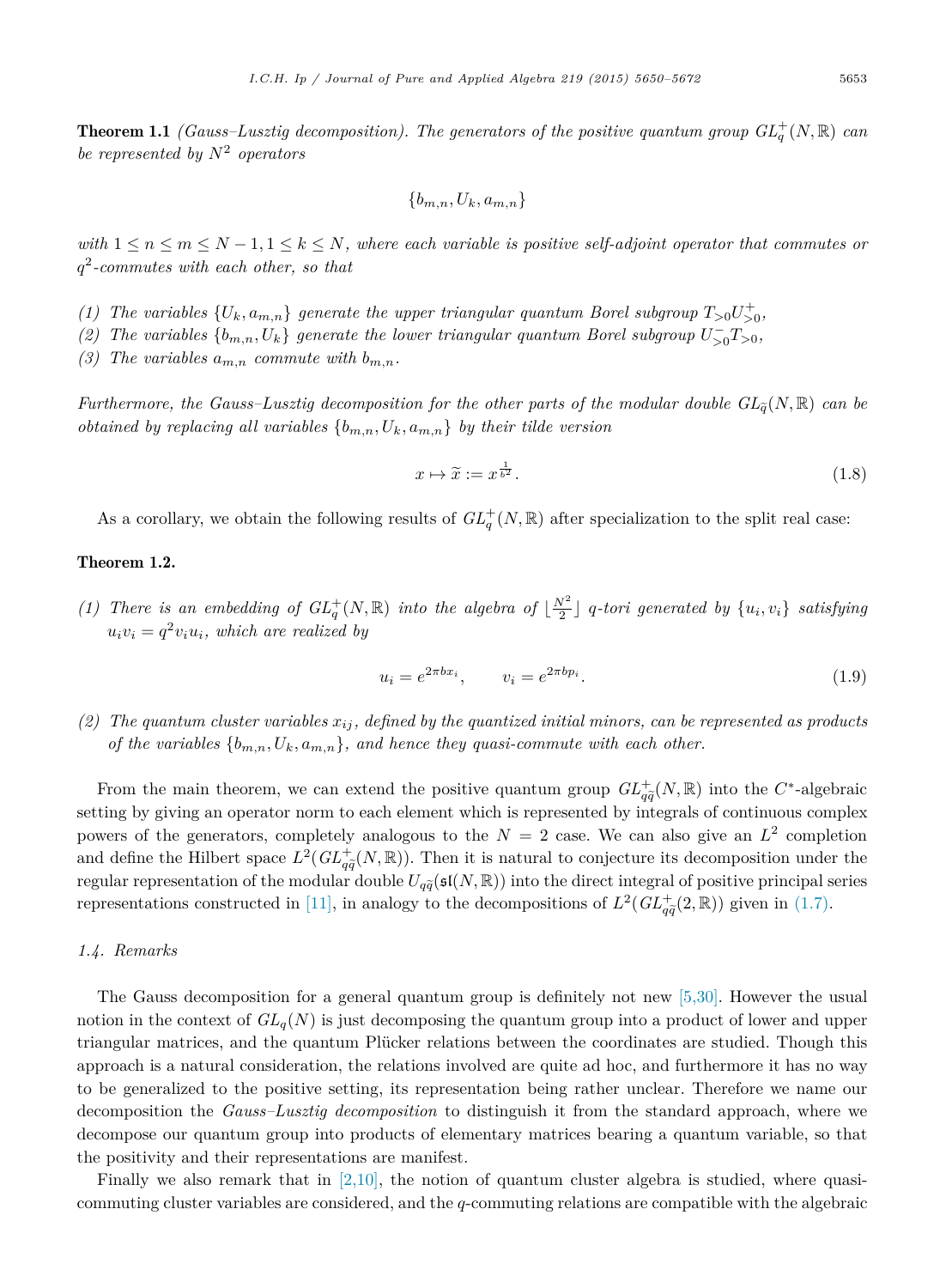**Theorem 1.1** *(Gauss–Lusztig decomposition). The generators of the positive quantum group $GL_q^+(N,\mathbb{R})$ can be represented by $N^2$ operators*

$$\{b_{m,n}, U_k, a_{m,n}\}$$

*with $1 \le n \le m \le N-1, 1 \le k \le N$, where each variable is positive self-adjoint operator that commutes or $q^2$-commutes with each other, so that*

*(1) The variables $\{U_k, a_{m,n}\}$ generate the upper triangular quantum Borel subgroup $T_{>0}U_{>0}^+$,*
*(2) The variables $\{b_{m,n}, U_k\}$ generate the lower triangular quantum Borel subgroup $U_{>0}^-T_{>0}$,*
*(3) The variables $a_{m,n}$ commute with $b_{m,n}$.*

*Furthermore, the Gauss–Lusztig decomposition for the other parts of the modular double $GL_{\widetilde{q}}(N,\mathbb{R})$ can be obtained by replacing all variables $\{b_{m,n}, U_k, a_{m,n}\}$ by their tilde version*

$$x \mapsto \widetilde{x} := x^{\frac{1}{b^2}}. \tag{1.8}$$

As a corollary, we obtain the following results of $GL_q^+(N,\mathbb{R})$ after specialization to the split real case:

**Theorem 1.2.**

*(1) There is an embedding of $GL_q^+(N,\mathbb{R})$ into the algebra of $\lfloor \frac{N^2}{2} \rfloor$ $q$-tori generated by $\{u_i, v_i\}$ satisfying $u_iv_i = q^2v_iu_i$, which are realized by*

$$u_i = e^{2\pi bx_i}, \qquad v_i = e^{2\pi bp_i}. \tag{1.9}$$

*(2) The quantum cluster variables $x_{ij}$, defined by the quantized initial minors, can be represented as products of the variables $\{b_{m,n}, U_k, a_{m,n}\}$, and hence they quasi-commute with each other.*

From the main theorem, we can extend the positive quantum group $GL_{q\widetilde{q}}^+(N,\mathbb{R})$ into the $C^*$-algebraic setting by giving an operator norm to each element which is represented by integrals of continuous complex powers of the generators, completely analogous to the $N = 2$ case. We can also give an $L^2$ completion and define the Hilbert space $L^2(GL_{q\widetilde{q}}^+(N,\mathbb{R}))$. Then it is natural to conjecture its decomposition under the regular representation of the modular double $U_{q\widetilde{q}}(\mathfrak{sl}(N,\mathbb{R}))$ into the direct integral of positive principal series representations constructed in [11], in analogy to the decompositions of $L^2(GL_{q\widetilde{q}}^+(2,\mathbb{R}))$ given in (1.7).

### *1.4. Remarks*

The Gauss decomposition for a general quantum group is definitely not new [5,30]. However the usual notion in the context of $GL_q(N)$ is just decomposing the quantum group into a product of lower and upper triangular matrices, and the quantum Plücker relations between the coordinates are studied. Though this approach is a natural consideration, the relations involved are quite ad hoc, and furthermore it has no way to be generalized to the positive setting, its representation being rather unclear. Therefore we name our decomposition the *Gauss–Lusztig decomposition* to distinguish it from the standard approach, where we decompose our quantum group into products of elementary matrices bearing a quantum variable, so that the positivity and their representations are manifest.

Finally we also remark that in [2,10], the notion of quantum cluster algebra is studied, where quasi-commuting cluster variables are considered, and the $q$-commuting relations are compatible with the algebraic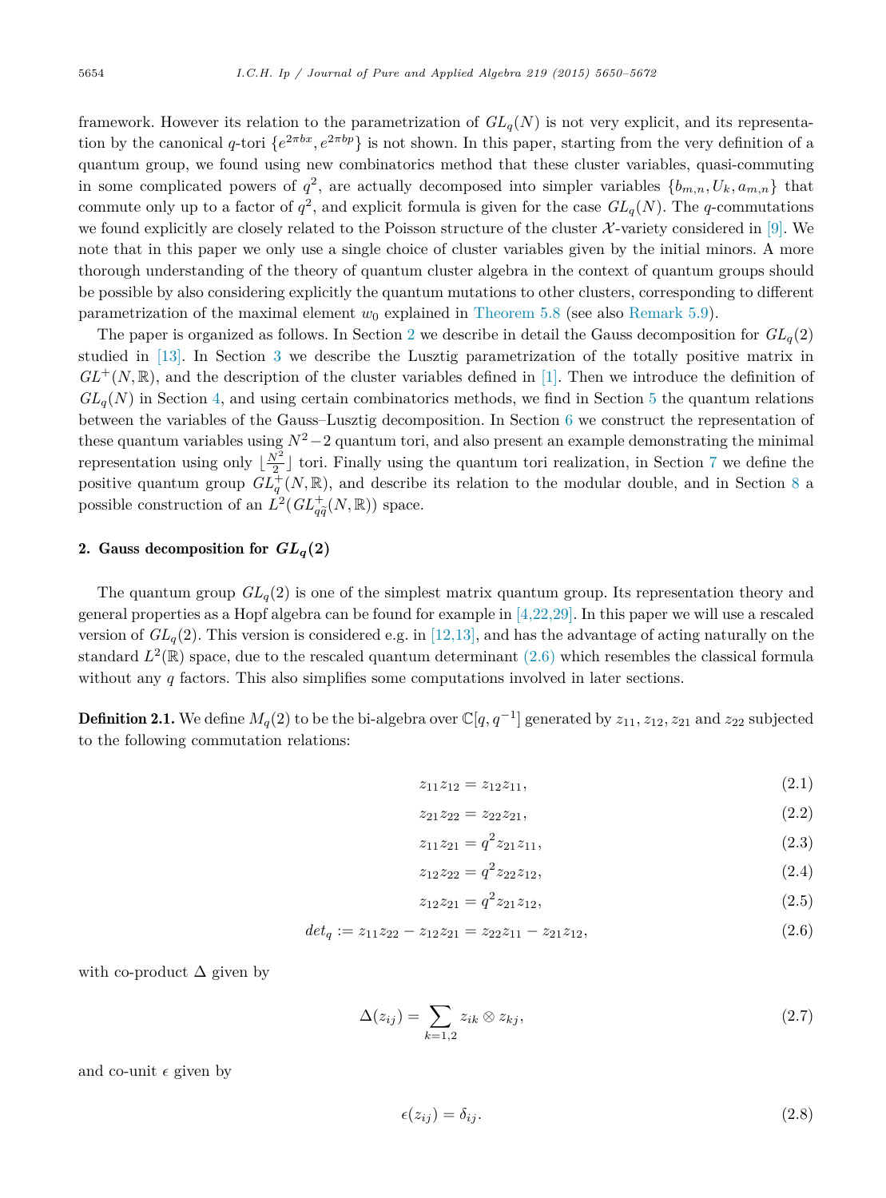framework. However its relation to the parametrization of $GL_q(N)$ is not very explicit, and its representation by the canonical $q$-tori $\{e^{2\pi bx}, e^{2\pi bp}\}$ is not shown. In this paper, starting from the very definition of a quantum group, we found using new combinatorics method that these cluster variables, quasi-commuting in some complicated powers of $q^2$, are actually decomposed into simpler variables $\{b_{m,n}, U_k, a_{m,n}\}$ that commute only up to a factor of $q^2$, and explicit formula is given for the case $GL_q(N)$. The $q$-commutations we found explicitly are closely related to the Poisson structure of the cluster $\mathcal{X}$-variety considered in [9]. We note that in this paper we only use a single choice of cluster variables given by the initial minors. A more thorough understanding of the theory of quantum cluster algebra in the context of quantum groups should be possible by also considering explicitly the quantum mutations to other clusters, corresponding to different parametrization of the maximal element $w_0$ explained in Theorem 5.8 (see also Remark 5.9).

The paper is organized as follows. In Section 2 we describe in detail the Gauss decomposition for $GL_q(2)$ studied in [13]. In Section 3 we describe the Lusztig parametrization of the totally positive matrix in $GL^+(N,\mathbb{R})$, and the description of the cluster variables defined in [1]. Then we introduce the definition of $GL_q(N)$ in Section 4, and using certain combinatorics methods, we find in Section 5 the quantum relations between the variables of the Gauss–Lusztig decomposition. In Section 6 we construct the representation of these quantum variables using $N^2-2$ quantum tori, and also present an example demonstrating the minimal representation using only $\lfloor\frac{N^2}{2}\rfloor$ tori. Finally using the quantum tori realization, in Section 7 we define the positive quantum group $GL_q^+(N,\mathbb{R})$, and describe its relation to the modular double, and in Section 8 a possible construction of an $L^2(GL_{q\tilde{q}}^+(N,\mathbb{R}))$ space.

## 2. Gauss decomposition for $GL_q(2)$

The quantum group $GL_q(2)$ is one of the simplest matrix quantum group. Its representation theory and general properties as a Hopf algebra can be found for example in [4,22,29]. In this paper we will use a rescaled version of $GL_q(2)$. This version is considered e.g. in [12,13], and has the advantage of acting naturally on the standard $L^2(\mathbb{R})$ space, due to the rescaled quantum determinant (2.6) which resembles the classical formula without any $q$ factors. This also simplifies some computations involved in later sections.

**Definition 2.1.** We define $M_q(2)$ to be the bi-algebra over $\mathbb{C}[q,q^{-1}]$ generated by $z_{11}$, $z_{12}$, $z_{21}$ and $z_{22}$ subjected to the following commutation relations:

$$z_{11}z_{12} = z_{12}z_{11}, \tag{2.1}$$

$$z_{21}z_{22} = z_{22}z_{21}, \tag{2.2}$$

$$z_{11}z_{21} = q^2 z_{21}z_{11}, \tag{2.3}$$

$$z_{12}z_{22} = q^2 z_{22}z_{12}, \tag{2.4}$$

$$z_{12}z_{21} = q^2 z_{21}z_{12}, \tag{2.5}$$

$$det_q := z_{11}z_{22} - z_{12}z_{21} = z_{22}z_{11} - z_{21}z_{12}, \tag{2.6}$$

with co-product $\Delta$ given by

$$\Delta(z_{ij}) = \sum_{k=1,2} z_{ik}\otimes z_{kj}, \tag{2.7}$$

and co-unit $\epsilon$ given by

$$\epsilon(z_{ij}) = \delta_{ij}. \tag{2.8}$$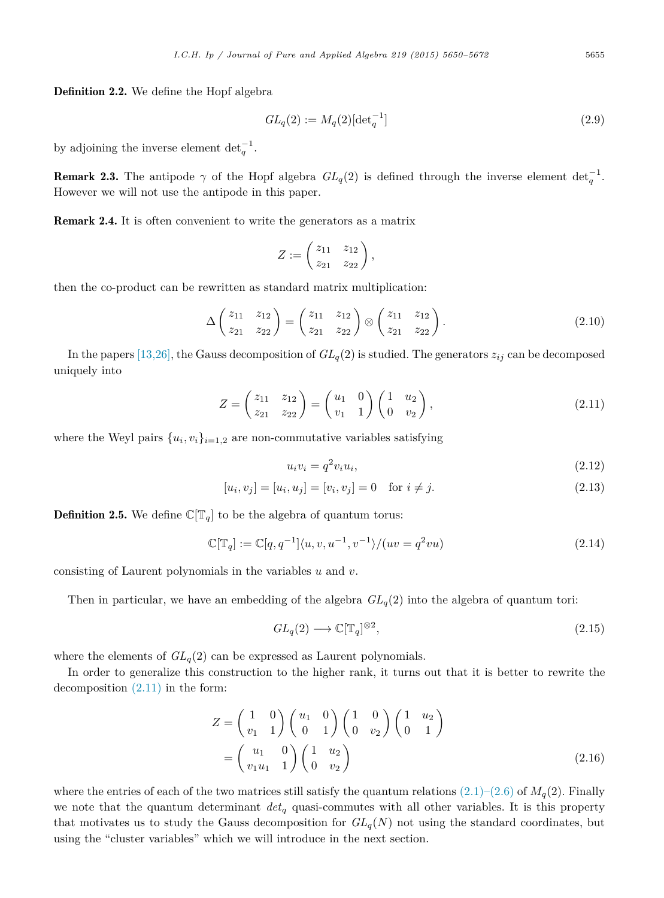**Definition 2.2.** We define the Hopf algebra

$$GL_q(2) := M_q(2)[\det_q^{-1}] \tag{2.9}$$

by adjoining the inverse element $\det_q^{-1}$.

**Remark 2.3.** The antipode $\gamma$ of the Hopf algebra $GL_q(2)$ is defined through the inverse element $\det_q^{-1}$. However we will not use the antipode in this paper.

**Remark 2.4.** It is often convenient to write the generators as a matrix

$$Z := \begin{pmatrix} z_{11} & z_{12} \\ z_{21} & z_{22} \end{pmatrix},$$

then the co-product can be rewritten as standard matrix multiplication:

$$\Delta \begin{pmatrix} z_{11} & z_{12} \\ z_{21} & z_{22} \end{pmatrix} = \begin{pmatrix} z_{11} & z_{12} \\ z_{21} & z_{22} \end{pmatrix} \otimes \begin{pmatrix} z_{11} & z_{12} \\ z_{21} & z_{22} \end{pmatrix}. \tag{2.10}$$

In the papers [13,26], the Gauss decomposition of $GL_q(2)$ is studied. The generators $z_{ij}$ can be decomposed uniquely into

$$Z = \begin{pmatrix} z_{11} & z_{12} \\ z_{21} & z_{22} \end{pmatrix} = \begin{pmatrix} u_1 & 0 \\ v_1 & 1 \end{pmatrix} \begin{pmatrix} 1 & u_2 \\ 0 & v_2 \end{pmatrix}, \tag{2.11}$$

where the Weyl pairs $\{u_i, v_i\}_{i=1,2}$ are non-commutative variables satisfying

$$u_i v_i = q^2 v_i u_i, \tag{2.12}$$

$$[u_i, v_j] = [u_i, u_j] = [v_i, v_j] = 0 \quad \text{for } i \neq j. \tag{2.13}$$

**Definition 2.5.** We define $\mathbb{C}[\mathbb{T}_q]$ to be the algebra of quantum torus:

$$\mathbb{C}[\mathbb{T}_q] := \mathbb{C}[q, q^{-1}]\langle u, v, u^{-1}, v^{-1}\rangle/(uv = q^2 vu) \tag{2.14}$$

consisting of Laurent polynomials in the variables $u$ and $v$.

Then in particular, we have an embedding of the algebra $GL_q(2)$ into the algebra of quantum tori:

$$GL_q(2) \longrightarrow \mathbb{C}[\mathbb{T}_q]^{\otimes 2}, \tag{2.15}$$

where the elements of $GL_q(2)$ can be expressed as Laurent polynomials.

In order to generalize this construction to the higher rank, it turns out that it is better to rewrite the decomposition (2.11) in the form:

$$\begin{aligned} Z &= \begin{pmatrix} 1 & 0 \\ v_1 & 1 \end{pmatrix} \begin{pmatrix} u_1 & 0 \\ 0 & 1 \end{pmatrix} \begin{pmatrix} 1 & 0 \\ 0 & v_2 \end{pmatrix} \begin{pmatrix} 1 & u_2 \\ 0 & 1 \end{pmatrix} \\ &= \begin{pmatrix} u_1 & 0 \\ v_1 u_1 & 1 \end{pmatrix} \begin{pmatrix} 1 & u_2 \\ 0 & v_2 \end{pmatrix} \end{aligned} \tag{2.16}$$

where the entries of each of the two matrices still satisfy the quantum relations (2.1)–(2.6) of $M_q(2)$. Finally we note that the quantum determinant $det_q$ quasi-commutes with all other variables. It is this property that motivates us to study the Gauss decomposition for $GL_q(N)$ not using the standard coordinates, but using the "cluster variables" which we will introduce in the next section.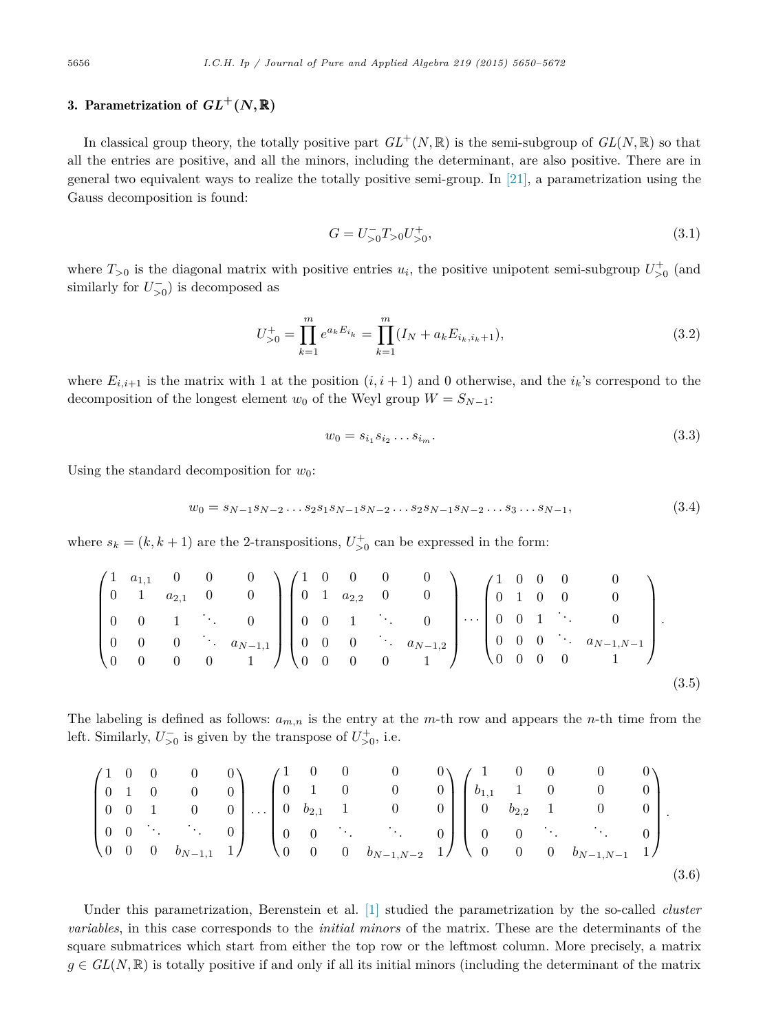## 3. Parametrization of $GL^+(N,\mathbb{R})$

In classical group theory, the totally positive part $GL^+(N,\mathbb{R})$ is the semi-subgroup of $GL(N,\mathbb{R})$ so that all the entries are positive, and all the minors, including the determinant, are also positive. There are in general two equivalent ways to realize the totally positive semi-group. In [21], a parametrization using the Gauss decomposition is found:

$$G = U_{>0}^{-} T_{>0} U_{>0}^{+}, \tag{3.1}$$

where $T_{>0}$ is the diagonal matrix with positive entries $u_i$, the positive unipotent semi-subgroup $U_{>0}^{+}$ (and similarly for $U_{>0}^{-}$) is decomposed as

$$U_{>0}^{+} = \prod_{k=1}^{m} e^{a_k E_{i_k}} = \prod_{k=1}^{m} (I_N + a_k E_{i_k, i_k+1}), \tag{3.2}$$

where $E_{i,i+1}$ is the matrix with 1 at the position $(i,i+1)$ and 0 otherwise, and the $i_k$'s correspond to the decomposition of the longest element $w_0$ of the Weyl group $W = S_{N-1}$:

$$w_0 = s_{i_1} s_{i_2} \dots s_{i_m}. \tag{3.3}$$

Using the standard decomposition for $w_0$:

$$w_0 = s_{N-1} s_{N-2} \dots s_2 s_1 s_{N-1} s_{N-2} \dots s_2 s_{N-1} s_{N-2} \dots s_3 \dots s_{N-1}, \tag{3.4}$$

where $s_k = (k, k+1)$ are the 2-transpositions, $U_{>0}^{+}$ can be expressed in the form:

$$\begin{pmatrix} 1 & a_{1,1} & 0 & 0 & 0 \\ 0 & 1 & a_{2,1} & 0 & 0 \\ 0 & 0 & 1 & \ddots & 0 \\ 0 & 0 & 0 & \ddots & a_{N-1,1} \\ 0 & 0 & 0 & 0 & 1 \end{pmatrix} \begin{pmatrix} 1 & 0 & 0 & 0 & 0 \\ 0 & 1 & a_{2,2} & 0 & 0 \\ 0 & 0 & 1 & \ddots & 0 \\ 0 & 0 & 0 & \ddots & a_{N-1,2} \\ 0 & 0 & 0 & 0 & 1 \end{pmatrix} \cdots \begin{pmatrix} 1 & 0 & 0 & 0 & 0 \\ 0 & 1 & 0 & 0 & 0 \\ 0 & 0 & 1 & \ddots & 0 \\ 0 & 0 & 0 & \ddots & a_{N-1,N-1} \\ 0 & 0 & 0 & 0 & 1 \end{pmatrix}. \tag{3.5}$$

The labeling is defined as follows: $a_{m,n}$ is the entry at the $m$-th row and appears the $n$-th time from the left. Similarly, $U_{>0}^{-}$ is given by the transpose of $U_{>0}^{+}$, i.e.

$$\begin{pmatrix} 1 & 0 & 0 & 0 & 0 \\ 0 & 1 & 0 & 0 & 0 \\ 0 & 0 & 1 & 0 & 0 \\ 0 & 0 & \ddots & \ddots & 0 \\ 0 & 0 & 0 & b_{N-1,1} & 1 \end{pmatrix} \cdots \begin{pmatrix} 1 & 0 & 0 & 0 & 0 \\ 0 & 1 & 0 & 0 & 0 \\ 0 & b_{2,1} & 1 & 0 & 0 \\ 0 & 0 & \ddots & \ddots & 0 \\ 0 & 0 & 0 & b_{N-1,N-2} & 1 \end{pmatrix} \begin{pmatrix} 1 & 0 & 0 & 0 & 0 \\ b_{1,1} & 1 & 0 & 0 & 0 \\ 0 & b_{2,2} & 1 & 0 & 0 \\ 0 & 0 & \ddots & \ddots & 0 \\ 0 & 0 & 0 & b_{N-1,N-1} & 1 \end{pmatrix}. \tag{3.6}$$

Under this parametrization, Berenstein et al. [1] studied the parametrization by the so-called *cluster variables*, in this case corresponds to the *initial minors* of the matrix. These are the determinants of the square submatrices which start from either the top row or the leftmost column. More precisely, a matrix $g \in GL(N,\mathbb{R})$ is totally positive if and only if all its initial minors (including the determinant of the matrix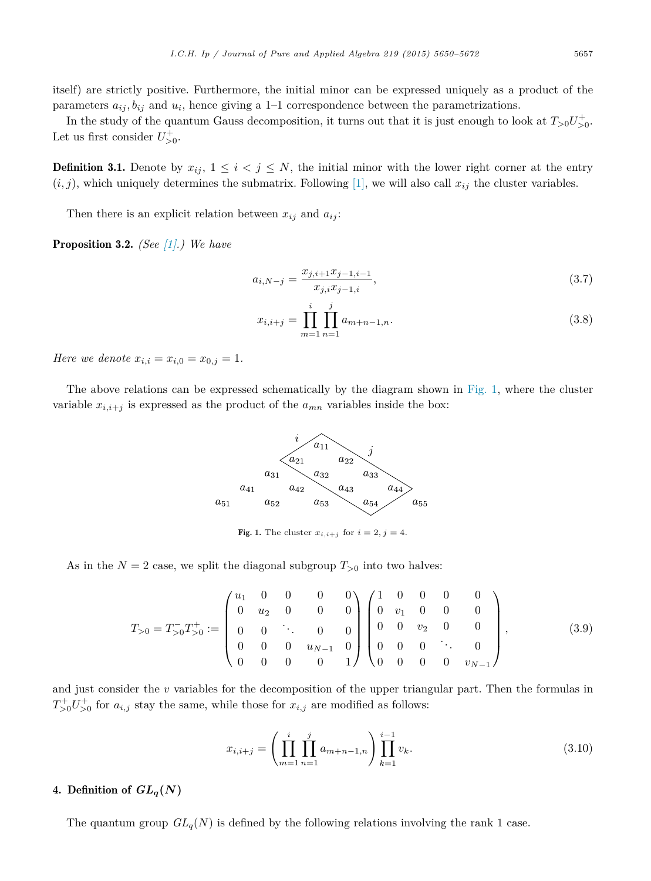itself) are strictly positive. Furthermore, the initial minor can be expressed uniquely as a product of the parameters $a_{ij}, b_{ij}$ and $u_i$, hence giving a 1–1 correspondence between the parametrizations.

In the study of the quantum Gauss decomposition, it turns out that it is just enough to look at $T_{>0}U_{>0}^+$. Let us first consider $U_{>0}^+$.

**Definition 3.1.** Denote by $x_{ij}$, $1 \leq i < j \leq N$, the initial minor with the lower right corner at the entry $(i,j)$, which uniquely determines the submatrix. Following [1], we will also call $x_{ij}$ the cluster variables.

Then there is an explicit relation between $x_{ij}$ and $a_{ij}$:

**Proposition 3.2.** *(See [1].) We have*

$$a_{i,N-j} = \frac{x_{j,i+1}x_{j-1,i-1}}{x_{j,i}x_{j-1,i}}, \tag{3.7}$$

$$x_{i,i+j} = \prod_{m=1}^{i}\prod_{n=1}^{j} a_{m+n-1,n}. \tag{3.8}$$

*Here we denote $x_{i,i} = x_{i,0} = x_{0,j} = 1$.*

The above relations can be expressed schematically by the diagram shown in Fig. 1, where the cluster variable $x_{i,i+j}$ is expressed as the product of the $a_{mn}$ variables inside the box:

$$\begin{array}{ccccccccc}
 & & & & a_{11} & & & & \\
 & & & a_{21} & & a_{22} & & & \\
 & & a_{31} & & a_{32} & & a_{33} & & \\
 & a_{41} & & a_{42} & & a_{43} & & a_{44} & \\
a_{51} & & a_{52} & & a_{53} & & a_{54} & & a_{55}
\end{array}$$

**Fig. 1.** The cluster $x_{i,i+j}$ for $i = 2, j = 4$.

As in the $N = 2$ case, we split the diagonal subgroup $T_{>0}$ into two halves:

$$T_{>0} = T_{>0}^- T_{>0}^+ := \begin{pmatrix} u_1 & 0 & 0 & 0 & 0 \\ 0 & u_2 & 0 & 0 & 0 \\ 0 & 0 & \ddots & 0 & 0 \\ 0 & 0 & 0 & u_{N-1} & 0 \\ 0 & 0 & 0 & 0 & 1 \end{pmatrix} \begin{pmatrix} 1 & 0 & 0 & 0 & 0 \\ 0 & v_1 & 0 & 0 & 0 \\ 0 & 0 & v_2 & 0 & 0 \\ 0 & 0 & 0 & \ddots & 0 \\ 0 & 0 & 0 & 0 & v_{N-1} \end{pmatrix}, \tag{3.9}$$

and just consider the $v$ variables for the decomposition of the upper triangular part. Then the formulas in $T_{>0}^+U_{>0}^+$ for $a_{i,j}$ stay the same, while those for $x_{i,j}$ are modified as follows:

$$x_{i,i+j} = \left(\prod_{m=1}^{i}\prod_{n=1}^{j} a_{m+n-1,n}\right)\prod_{k=1}^{i-1} v_k. \tag{3.10}$$

## 4. Definition of $GL_q(N)$

The quantum group $GL_q(N)$ is defined by the following relations involving the rank 1 case.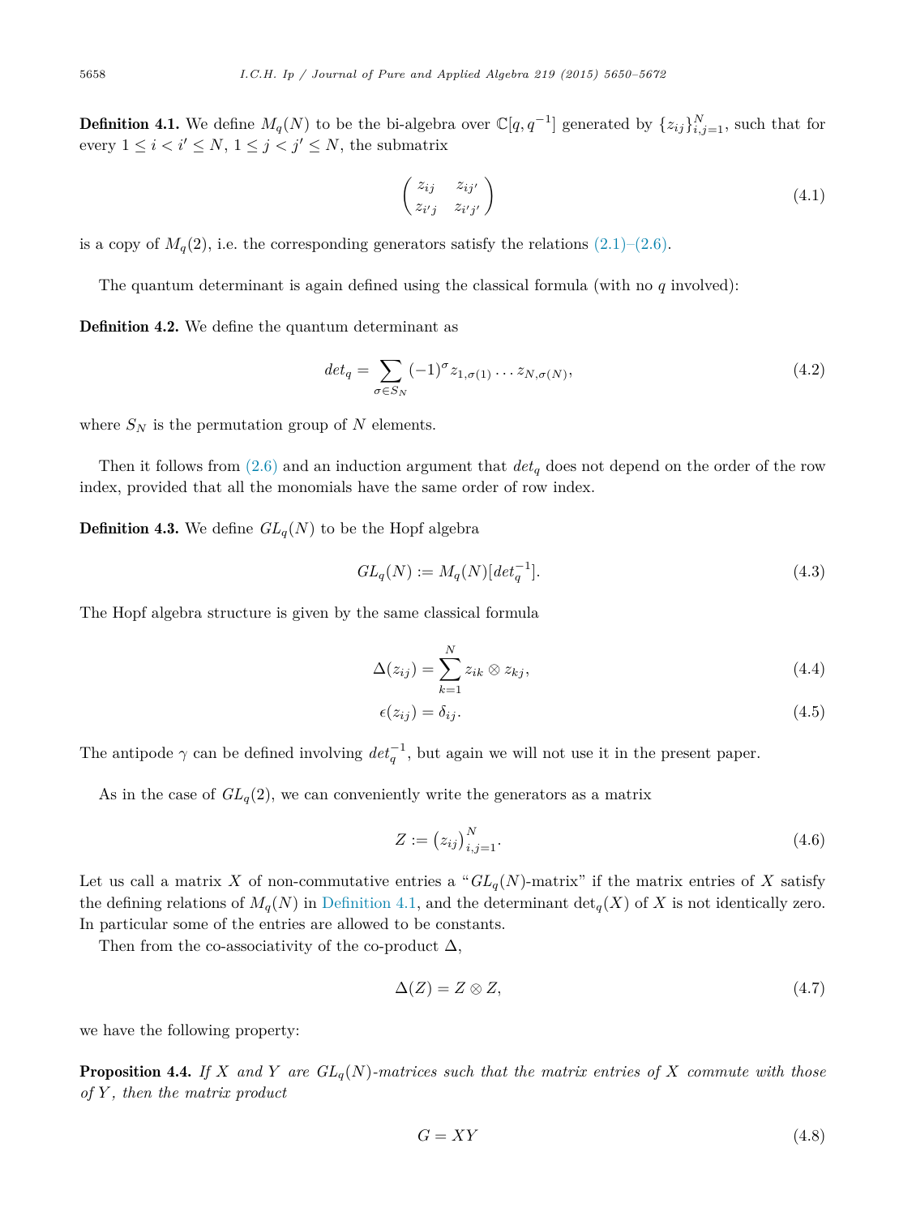**Definition 4.1.** We define $M_q(N)$ to be the bi-algebra over $\mathbb{C}[q, q^{-1}]$ generated by $\{z_{ij}\}_{i,j=1}^N$, such that for every $1 \leq i < i' \leq N$, $1 \leq j < j' \leq N$, the submatrix

$$\begin{pmatrix} z_{ij} & z_{ij'} \\ z_{i'j} & z_{i'j'} \end{pmatrix} \tag{4.1}$$

is a copy of $M_q(2)$, i.e. the corresponding generators satisfy the relations (2.1)–(2.6).

The quantum determinant is again defined using the classical formula (with no $q$ involved):

**Definition 4.2.** We define the quantum determinant as

$$det_q = \sum_{\sigma \in S_N} (-1)^\sigma z_{1,\sigma(1)} \dots z_{N,\sigma(N)}, \tag{4.2}$$

where $S_N$ is the permutation group of $N$ elements.

Then it follows from (2.6) and an induction argument that $det_q$ does not depend on the order of the row index, provided that all the monomials have the same order of row index.

**Definition 4.3.** We define $GL_q(N)$ to be the Hopf algebra

$$GL_q(N) := M_q(N)[det_q^{-1}]. \tag{4.3}$$

The Hopf algebra structure is given by the same classical formula

$$\Delta(z_{ij}) = \sum_{k=1}^N z_{ik} \otimes z_{kj}, \tag{4.4}$$

$$\epsilon(z_{ij}) = \delta_{ij}. \tag{4.5}$$

The antipode $\gamma$ can be defined involving $det_q^{-1}$, but again we will not use it in the present paper.

As in the case of $GL_q(2)$, we can conveniently write the generators as a matrix

$$Z := (z_{ij})_{i,j=1}^N. \tag{4.6}$$

Let us call a matrix $X$ of non-commutative entries a "$GL_q(N)$-matrix" if the matrix entries of $X$ satisfy the defining relations of $M_q(N)$ in Definition 4.1, and the determinant $\det_q(X)$ of $X$ is not identically zero. In particular some of the entries are allowed to be constants.

Then from the co-associativity of the co-product $\Delta$,

$$\Delta(Z) = Z \otimes Z, \tag{4.7}$$

we have the following property:

**Proposition 4.4.** *If $X$ and $Y$ are $GL_q(N)$-matrices such that the matrix entries of $X$ commute with those of $Y$, then the matrix product*

$$G = XY \tag{4.8}$$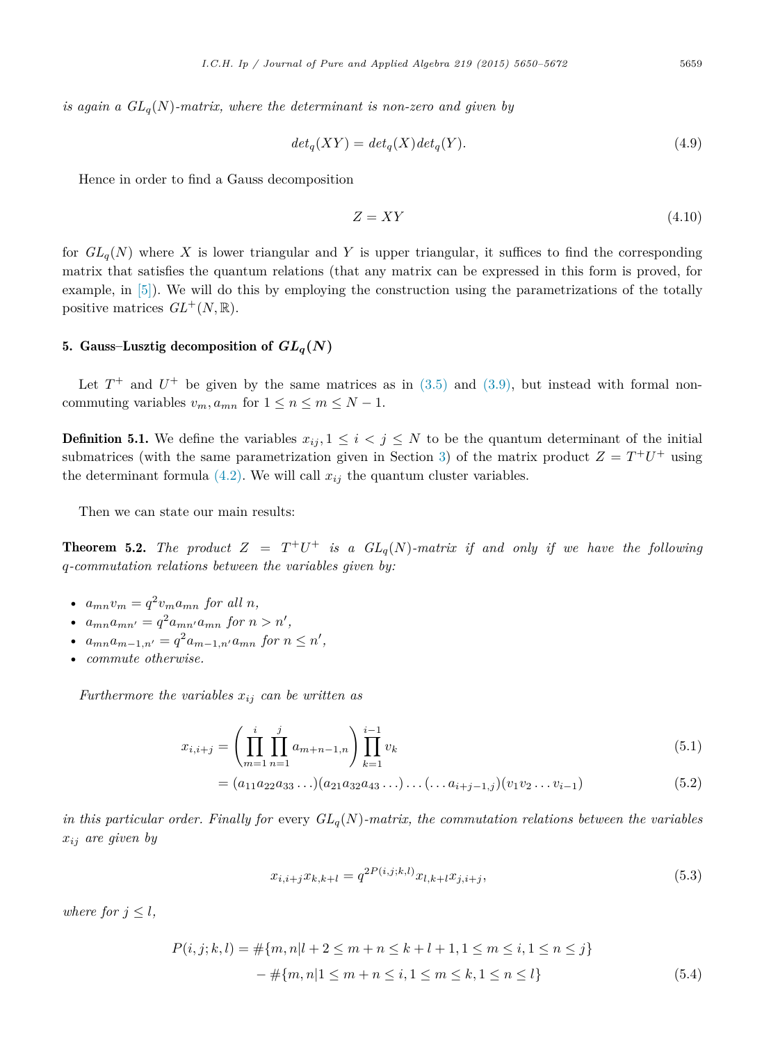*is again a $GL_q(N)$-matrix, where the determinant is non-zero and given by*

$$det_q(XY) = det_q(X)det_q(Y). \tag{4.9}$$

Hence in order to find a Gauss decomposition

$$Z = XY \tag{4.10}$$

for $GL_q(N)$ where $X$ is lower triangular and $Y$ is upper triangular, it suffices to find the corresponding matrix that satisfies the quantum relations (that any matrix can be expressed in this form is proved, for example, in [5]). We will do this by employing the construction using the parametrizations of the totally positive matrices $GL^+(N, \mathbb{R})$.

## 5. Gauss–Lusztig decomposition of $GL_q(N)$

Let $T^+$ and $U^+$ be given by the same matrices as in (3.5) and (3.9), but instead with formal non-commuting variables $v_m, a_{mn}$ for $1 \leq n \leq m \leq N-1$.

**Definition 5.1.** We define the variables $x_{ij}, 1 \leq i < j \leq N$ to be the quantum determinant of the initial submatrices (with the same parametrization given in Section 3) of the matrix product $Z = T^+U^+$ using the determinant formula (4.2). We will call $x_{ij}$ the quantum cluster variables.

Then we can state our main results:

**Theorem 5.2.** *The product $Z = T^+U^+$ is a $GL_q(N)$-matrix if and only if we have the following q-commutation relations between the variables given by:*

- $a_{mn}v_m = q^2 v_m a_{mn}$ *for all* $n$,
- $a_{mn}a_{mn'} = q^2 a_{mn'}a_{mn}$ *for* $n > n'$,
- $a_{mn}a_{m-1,n'} = q^2 a_{m-1,n'}a_{mn}$ *for* $n \leq n'$,
- *commute otherwise.*

*Furthermore the variables $x_{ij}$ can be written as*

$$x_{i,i+j} = \left(\prod_{m=1}^{i}\prod_{n=1}^{j} a_{m+n-1,n}\right)\prod_{k=1}^{i-1} v_k \tag{5.1}$$

$$= (a_{11}a_{22}a_{33}\ldots)(a_{21}a_{32}a_{43}\ldots)\ldots(\ldots a_{i+j-1,j})(v_1v_2\ldots v_{i-1}) \tag{5.2}$$

*in this particular order. Finally for* every *$GL_q(N)$-matrix, the commutation relations between the variables $x_{ij}$ are given by*

$$x_{i,i+j}x_{k,k+l} = q^{2P(i,j;k,l)}x_{l,k+l}x_{j,i+j}, \tag{5.3}$$

*where for $j \leq l$,*

$$\begin{aligned} P(i,j;k,l) &= \#\{m,n | l+2 \leq m+n \leq k+l+1, 1 \leq m \leq i, 1 \leq n \leq j\} \\ &\quad - \#\{m,n | 1 \leq m+n \leq i, 1 \leq m \leq k, 1 \leq n \leq l\} \end{aligned} \tag{5.4}$$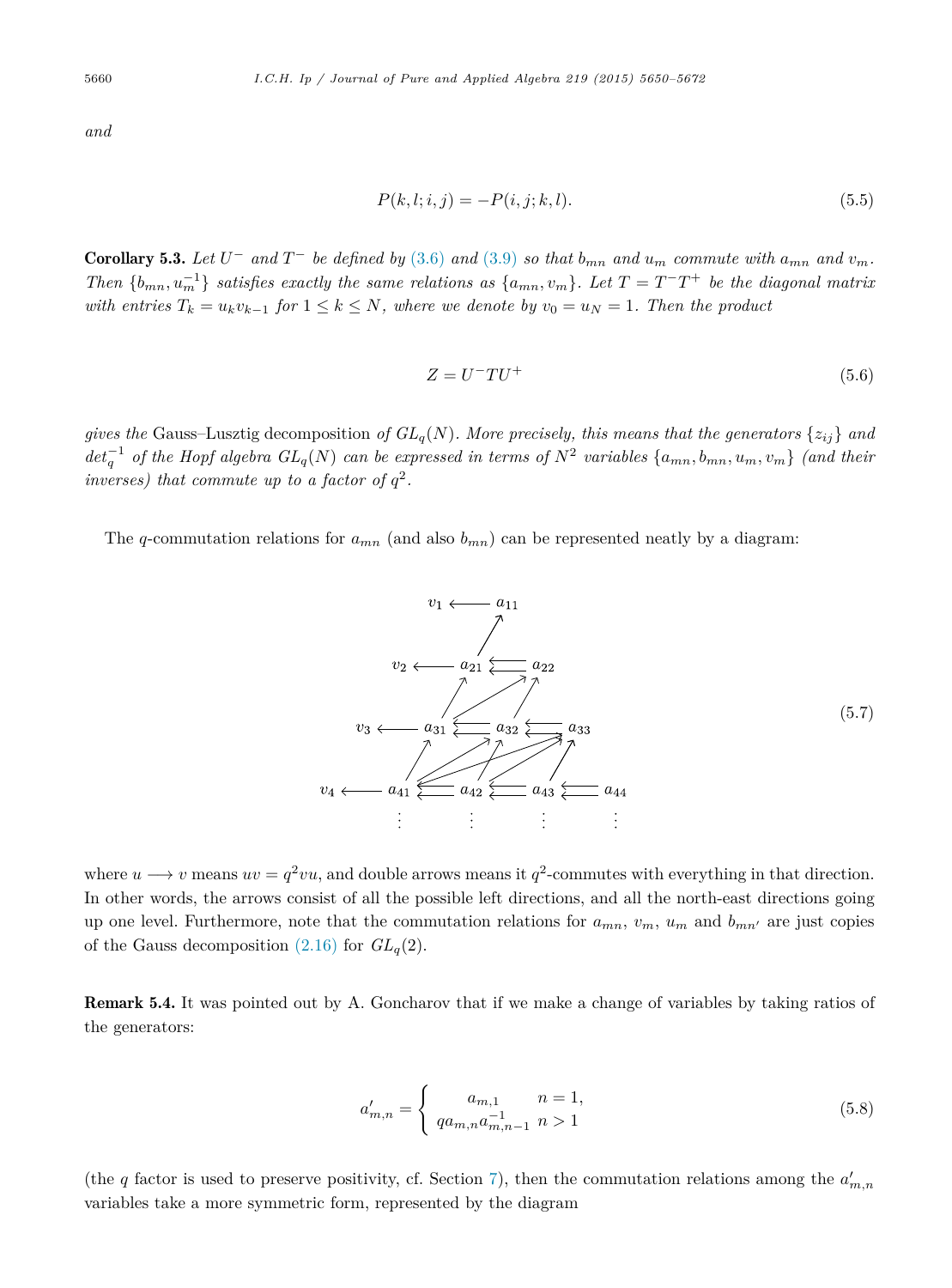and

$$P(k,l;i,j) = -P(i,j;k,l). \tag{5.5}$$

**Corollary 5.3.** *Let $U^-$ and $T^-$ be defined by (3.6) and (3.9) so that $b_{mn}$ and $u_m$ commute with $a_{mn}$ and $v_m$. Then $\{b_{mn}, u_m^{-1}\}$ satisfies exactly the same relations as $\{a_{mn}, v_m\}$. Let $T = T^-T^+$ be the diagonal matrix with entries $T_k = u_k v_{k-1}$ for $1 \leq k \leq N$, where we denote by $v_0 = u_N = 1$. Then the product*

$$Z = U^- T U^+ \tag{5.6}$$

*gives the* Gauss–Lusztig decomposition *of $GL_q(N)$. More precisely, this means that the generators $\{z_{ij}\}$ and $det_q^{-1}$ of the Hopf algebra $GL_q(N)$ can be expressed in terms of $N^2$ variables $\{a_{mn}, b_{mn}, u_m, v_m\}$ (and their inverses) that commute up to a factor of $q^2$.*

The $q$-commutation relations for $a_{mn}$ (and also $b_{mn}$) can be represented neatly by a diagram:

$$\begin{array}{ccccccccc}
v_1 & \longleftarrow & a_{11} & & & & & & \\
v_2 & \longleftarrow & a_{21} & \leftleftarrows & a_{22} & & & & \\
v_3 & \longleftarrow & a_{31} & \leftleftarrows & a_{32} & \leftleftarrows & a_{33} & & \\
v_4 & \longleftarrow & a_{41} & \leftleftarrows & a_{42} & \leftleftarrows & a_{43} & \leftleftarrows & a_{44} \\
 & & \vdots & & \vdots & & \vdots & & \vdots
\end{array} \tag{5.7}$$

where $u \longrightarrow v$ means $uv = q^2 vu$, and double arrows means it $q^2$-commutes with everything in that direction. In other words, the arrows consist of all the possible left directions, and all the north-east directions going up one level. Furthermore, note that the commutation relations for $a_{mn}$, $v_m$, $u_m$ and $b_{mn'}$ are just copies of the Gauss decomposition (2.16) for $GL_q(2)$.

**Remark 5.4.** It was pointed out by A. Goncharov that if we make a change of variables by taking ratios of the generators:

$$a'_{m,n} = \begin{cases} a_{m,1} & n = 1, \\ q a_{m,n} a_{m,n-1}^{-1} & n > 1 \end{cases} \tag{5.8}$$

(the $q$ factor is used to preserve positivity, cf. Section 7), then the commutation relations among the $a'_{m,n}$ variables take a more symmetric form, represented by the diagram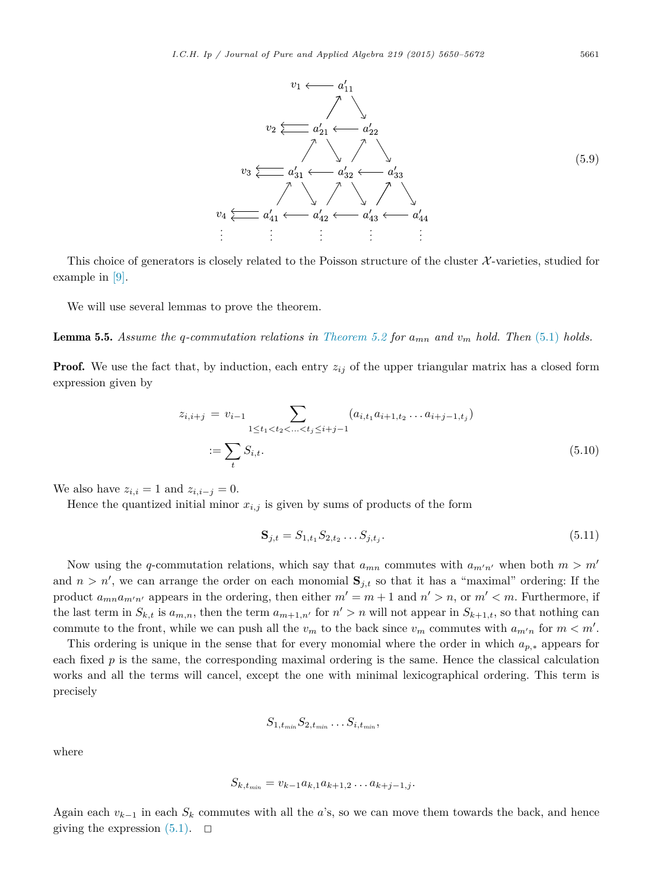$$
\begin{array}{ccccccccccc}
v_1 & \longleftarrow & a'_{11} & & & & & & & & \\
 & & \nearrow & \searrow & & & & & & & \\
v_2 & \leftleftarrows & a'_{21} & \longleftarrow & a'_{22} & & & & & & \\
 & & \nearrow \; \searrow & & \nearrow \; \searrow & & & & & & \\
v_3 & \leftleftarrows & a'_{31} & \longleftarrow & a'_{32} & \longleftarrow & a'_{33} & & & & \\
 & & \nearrow \; \searrow & & \nearrow \; \searrow & & \nearrow \; \searrow & & & & \\
v_4 & \leftleftarrows & a'_{41} & \longleftarrow & a'_{42} & \longleftarrow & a'_{43} & \longleftarrow & a'_{44} & & \\
\vdots & & \vdots & & \vdots & & \vdots & & \vdots & &
\end{array}
\tag{5.9}
$$

This choice of generators is closely related to the Poisson structure of the cluster $\mathcal{X}$-varieties, studied for example in [9].

We will use several lemmas to prove the theorem.

**Lemma 5.5.** *Assume the q-commutation relations in Theorem 5.2 for $a_{mn}$ and $v_m$ hold. Then (5.1) holds.*

**Proof.** We use the fact that, by induction, each entry $z_{ij}$ of the upper triangular matrix has a closed form expression given by

$$
\begin{aligned}
z_{i,i+j} &= v_{i-1} \sum_{1 \le t_1 < t_2 < \ldots < t_j \le i+j-1} (a_{i,t_1} a_{i+1,t_2} \ldots a_{i+j-1,t_j}) \\
&:= \sum_t S_{i,t}.
\end{aligned}
\tag{5.10}
$$

We also have $z_{i,i} = 1$ and $z_{i,i-j} = 0$.

Hence the quantized initial minor $x_{i,j}$ is given by sums of products of the form

$$
\mathbf{S}_{j,t} = S_{1,t_1} S_{2,t_2} \ldots S_{j,t_j}. \tag{5.11}
$$

Now using the $q$-commutation relations, which say that $a_{mn}$ commutes with $a_{m'n'}$ when both $m > m'$ and $n > n'$, we can arrange the order on each monomial $\mathbf{S}_{j,t}$ so that it has a "maximal" ordering: If the product $a_{mn} a_{m'n'}$ appears in the ordering, then either $m' = m+1$ and $n' > n$, or $m' < m$. Furthermore, if the last term in $S_{k,t}$ is $a_{m,n}$, then the term $a_{m+1,n'}$ for $n' > n$ will not appear in $S_{k+1,t}$, so that nothing can commute to the front, while we can push all the $v_m$ to the back since $v_m$ commutes with $a_{m'n}$ for $m < m'$.

This ordering is unique in the sense that for every monomial where the order in which $a_{p,*}$ appears for each fixed $p$ is the same, the corresponding maximal ordering is the same. Hence the classical calculation works and all the terms will cancel, except the one with minimal lexicographical ordering. This term is precisely

$$
S_{1,t_{min}} S_{2,t_{min}} \ldots S_{i,t_{min}},
$$

where

$$
S_{k,t_{min}} = v_{k-1} a_{k,1} a_{k+1,2} \ldots a_{k+j-1,j}.
$$

Again each $v_{k-1}$ in each $S_k$ commutes with all the $a$'s, so we can move them towards the back, and hence giving the expression (5.1). $\square$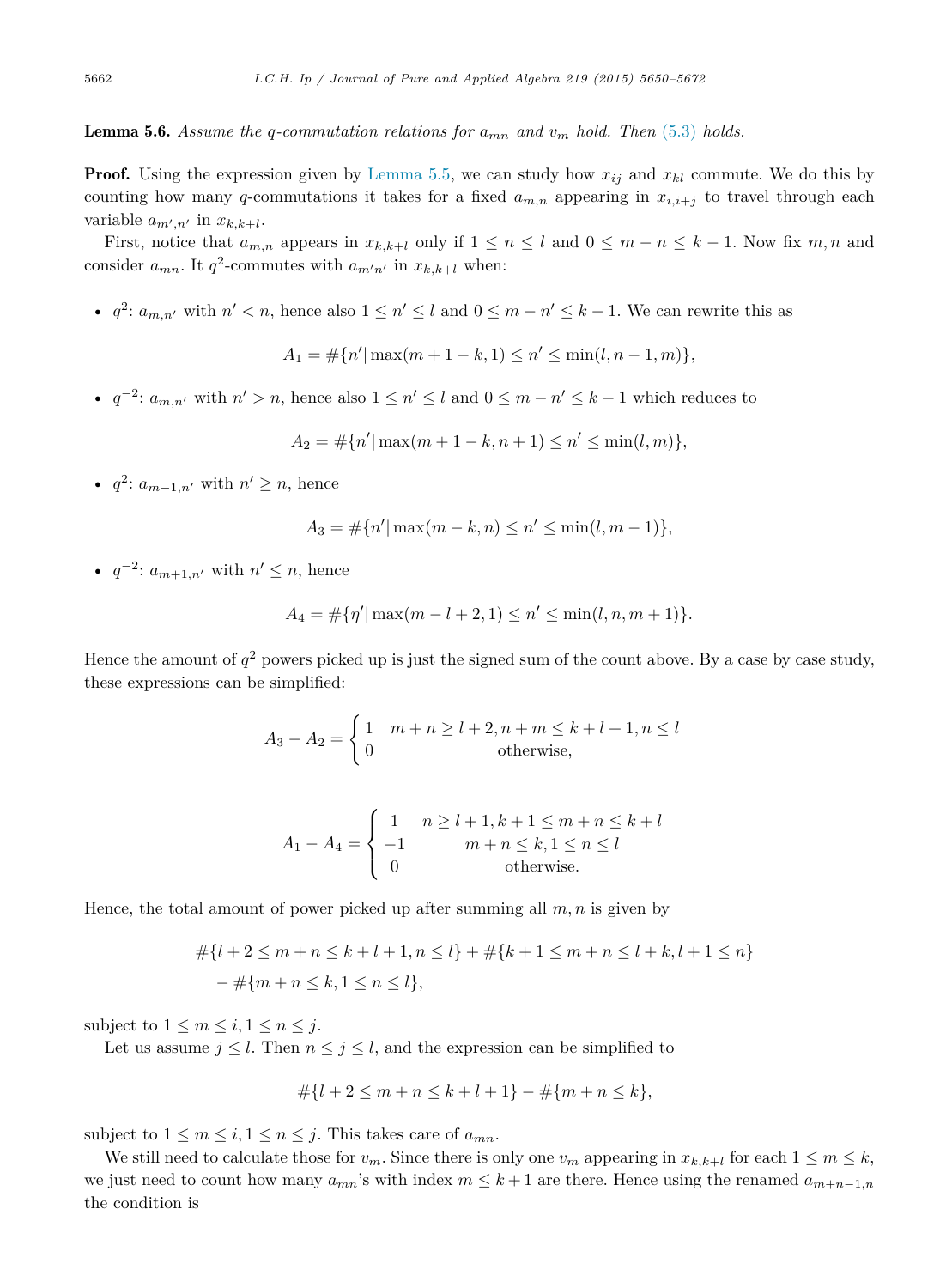**Lemma 5.6.** *Assume the q-commutation relations for $a_{mn}$ and $v_m$ hold. Then (5.3) holds.*

**Proof.** Using the expression given by Lemma 5.5, we can study how $x_{ij}$ and $x_{kl}$ commute. We do this by counting how many $q$-commutations it takes for a fixed $a_{m,n}$ appearing in $x_{i,i+j}$ to travel through each variable $a_{m',n'}$ in $x_{k,k+l}$.

First, notice that $a_{m,n}$ appears in $x_{k,k+l}$ only if $1 \leq n \leq l$ and $0 \leq m-n \leq k-1$. Now fix $m,n$ and consider $a_{mn}$. It $q^2$-commutes with $a_{m'n'}$ in $x_{k,k+l}$ when:

- $q^2$: $a_{m,n'}$ with $n' < n$, hence also $1 \leq n' \leq l$ and $0 \leq m-n' \leq k-1$. We can rewrite this as

$$A_1 = \#\{n' | \max(m+1-k, 1) \leq n' \leq \min(l, n-1, m)\},$$

- $q^{-2}$: $a_{m,n'}$ with $n' > n$, hence also $1 \leq n' \leq l$ and $0 \leq m-n' \leq k-1$ which reduces to

$$A_2 = \#\{n' | \max(m+1-k, n+1) \leq n' \leq \min(l, m)\},$$

- $q^2$: $a_{m-1,n'}$ with $n' \geq n$, hence

$$A_3 = \#\{n' | \max(m-k, n) \leq n' \leq \min(l, m-1)\},$$

- $q^{-2}$: $a_{m+1,n'}$ with $n' \leq n$, hence

$$A_4 = \#\{\eta' | \max(m-l+2, 1) \leq n' \leq \min(l, n, m+1)\}.$$

Hence the amount of $q^2$ powers picked up is just the signed sum of the count above. By a case by case study, these expressions can be simplified:

$$A_3 - A_2 = \begin{cases} 1 & m+n \geq l+2, n+m \leq k+l+1, n \leq l \\ 0 & \text{otherwise,} \end{cases}$$

$$A_1 - A_4 = \begin{cases} 1 & n \geq l+1, k+1 \leq m+n \leq k+l \\ -1 & m+n \leq k, 1 \leq n \leq l \\ 0 & \text{otherwise.} \end{cases}$$

Hence, the total amount of power picked up after summing all $m,n$ is given by

$$\#\{l+2 \leq m+n \leq k+l+1, n \leq l\} + \#\{k+1 \leq m+n \leq l+k, l+1 \leq n\}$$
$$- \#\{m+n \leq k, 1 \leq n \leq l\},$$

subject to $1 \leq m \leq i, 1 \leq n \leq j$.

Let us assume $j \leq l$. Then $n \leq j \leq l$, and the expression can be simplified to

$$\#\{l+2 \leq m+n \leq k+l+1\} - \#\{m+n \leq k\},$$

subject to $1 \leq m \leq i, 1 \leq n \leq j$. This takes care of $a_{mn}$.

We still need to calculate those for $v_m$. Since there is only one $v_m$ appearing in $x_{k,k+l}$ for each $1 \leq m \leq k$, we just need to count how many $a_{mn}$'s with index $m \leq k+1$ are there. Hence using the renamed $a_{m+n-1,n}$ the condition is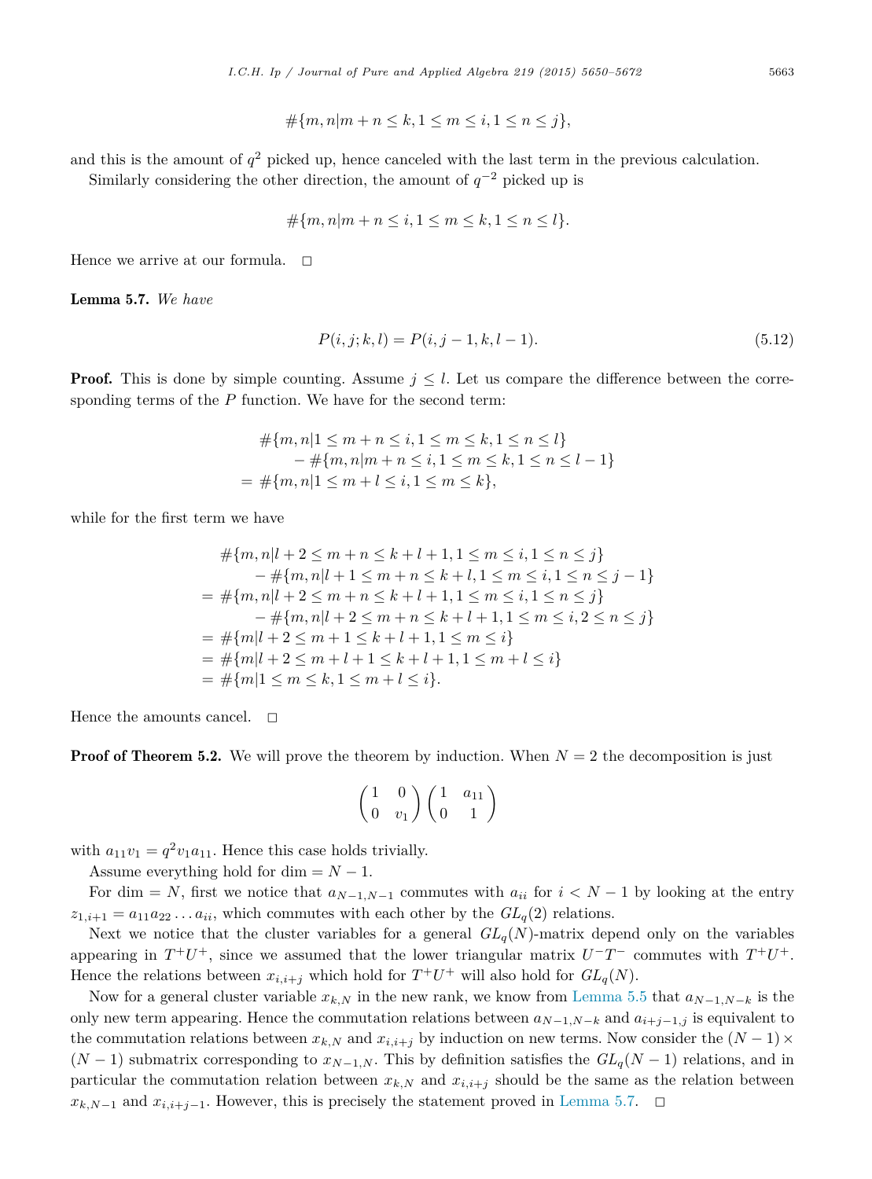$$\#\{m,n|m+n\le k, 1\le m\le i, 1\le n\le j\},$$

and this is the amount of $q^2$ picked up, hence canceled with the last term in the previous calculation.

Similarly considering the other direction, the amount of $q^{-2}$ picked up is

$$\#\{m,n|m+n\le i, 1\le m\le k, 1\le n\le l\}.$$

Hence we arrive at our formula. $\square$

**Lemma 5.7.** *We have*

$$P(i,j;k,l)=P(i,j-1,k,l-1). \tag{5.12}$$

**Proof.** This is done by simple counting. Assume $j\le l$. Let us compare the difference between the corresponding terms of the $P$ function. We have for the second term:

$$\begin{aligned}
&\#\{m,n|1\le m+n\le i, 1\le m\le k, 1\le n\le l\}\\
&\quad -\#\{m,n|m+n\le i, 1\le m\le k, 1\le n\le l-1\}\\
&=\#\{m,n|1\le m+l\le i, 1\le m\le k\},
\end{aligned}$$

while for the first term we have

$$\begin{aligned}
&\#\{m,n|l+2\le m+n\le k+l+1, 1\le m\le i, 1\le n\le j\}\\
&\quad -\#\{m,n|l+1\le m+n\le k+l, 1\le m\le i, 1\le n\le j-1\}\\
&=\#\{m,n|l+2\le m+n\le k+l+1, 1\le m\le i, 1\le n\le j\}\\
&\quad -\#\{m,n|l+2\le m+n\le k+l+1, 1\le m\le i, 2\le n\le j\}\\
&=\#\{m|l+2\le m+1\le k+l+1, 1\le m\le i\}\\
&=\#\{m|l+2\le m+l+1\le k+l+1, 1\le m+l\le i\}\\
&=\#\{m|1\le m\le k, 1\le m+l\le i\}.
\end{aligned}$$

Hence the amounts cancel. $\square$

**Proof of Theorem 5.2.** We will prove the theorem by induction. When $N=2$ the decomposition is just

$$\begin{pmatrix}1 & 0\\ 0 & v_1\end{pmatrix}\begin{pmatrix}1 & a_{11}\\ 0 & 1\end{pmatrix}$$

with $a_{11}v_1=q^2v_1a_{11}$. Hence this case holds trivially.

Assume everything hold for $\dim = N-1$.

For $\dim = N$, first we notice that $a_{N-1,N-1}$ commutes with $a_{ii}$ for $i<N-1$ by looking at the entry $z_{1,i+1}=a_{11}a_{22}\dots a_{ii}$, which commutes with each other by the $GL_q(2)$ relations.

Next we notice that the cluster variables for a general $GL_q(N)$-matrix depend only on the variables appearing in $T^+U^+$, since we assumed that the lower triangular matrix $U^-T^-$ commutes with $T^+U^+$. Hence the relations between $x_{i,i+j}$ which hold for $T^+U^+$ will also hold for $GL_q(N)$.

Now for a general cluster variable $x_{k,N}$ in the new rank, we know from Lemma 5.5 that $a_{N-1,N-k}$ is the only new term appearing. Hence the commutation relations between $a_{N-1,N-k}$ and $a_{i+j-1,j}$ is equivalent to the commutation relations between $x_{k,N}$ and $x_{i,i+j}$ by induction on new terms. Now consider the $(N-1)\times(N-1)$ submatrix corresponding to $x_{N-1,N}$. This by definition satisfies the $GL_q(N-1)$ relations, and in particular the commutation relation between $x_{k,N}$ and $x_{i,i+j}$ should be the same as the relation between $x_{k,N-1}$ and $x_{i,i+j-1}$. However, this is precisely the statement proved in Lemma 5.7. $\square$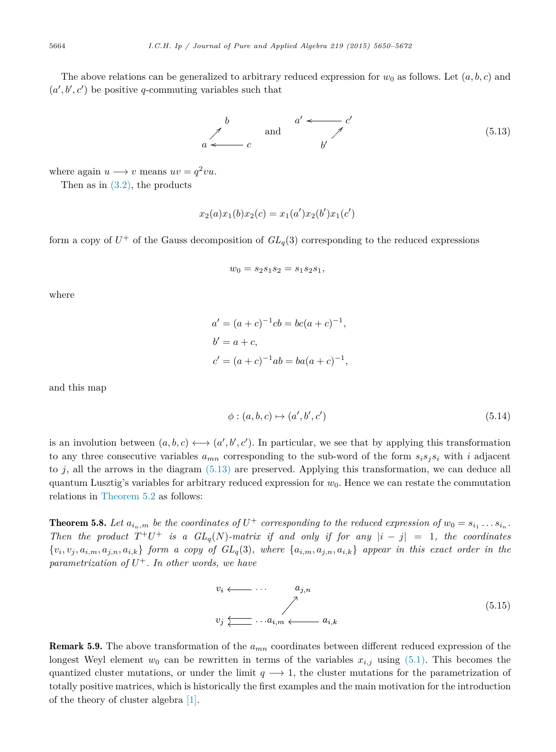The above relations can be generalized to arbitrary reduced expression for $w_0$ as follows. Let $(a, b, c)$ and $(a', b', c')$ be positive $q$-commuting variables such that

$$\begin{array}{ccc} & b & \\ \nearrow & & \\ a & \longleftarrow & c \end{array} \qquad \text{and} \qquad \begin{array}{ccc} a' & \longleftarrow & c' \\ & & \nearrow \\ & b' & \end{array} \tag{5.13}$$

where again $u \longrightarrow v$ means $uv = q^2 vu$.

Then as in (3.2), the products

$$x_2(a)x_1(b)x_2(c) = x_1(a')x_2(b')x_1(c')$$

form a copy of $U^+$ of the Gauss decomposition of $GL_q(3)$ corresponding to the reduced expressions

$$w_0 = s_2 s_1 s_2 = s_1 s_2 s_1,$$

where

$$\begin{aligned} a' &= (a+c)^{-1}cb = bc(a+c)^{-1}, \\ b' &= a+c, \\ c' &= (a+c)^{-1}ab = ba(a+c)^{-1}, \end{aligned}$$

and this map

$$\phi : (a, b, c) \mapsto (a', b', c') \tag{5.14}$$

is an involution between $(a, b, c) \longleftrightarrow (a', b', c')$. In particular, we see that by applying this transformation to any three consecutive variables $a_{mn}$ corresponding to the sub-word of the form $s_i s_j s_i$ with $i$ adjacent to $j$, all the arrows in the diagram (5.13) are preserved. Applying this transformation, we can deduce all quantum Lusztig's variables for arbitrary reduced expression for $w_0$. Hence we can restate the commutation relations in Theorem 5.2 as follows:

**Theorem 5.8.** *Let $a_{i_n,m}$ be the coordinates of $U^+$ corresponding to the reduced expression of $w_0 = s_{i_1} \dots s_{i_n}$. Then the product $T^+U^+$ is a $GL_q(N)$-matrix if and only if for any $|i - j| = 1$, the coordinates $\{v_i, v_j, a_{i,m}, a_{j,n}, a_{i,k}\}$ form a copy of $GL_q(3)$, where $\{a_{i,m}, a_{j,n}, a_{i,k}\}$ appear in this exact order in the parametrization of $U^+$. In other words, we have*

$$\begin{array}{ccccc} v_i & \longleftarrow \cdots & & a_{j,n} & \\ & & \nearrow & & \\ v_j & \Longleftarrow \cdots a_{i,m} & \longleftarrow & a_{i,k} & \end{array} \tag{5.15}$$

**Remark 5.9.** The above transformation of the $a_{mn}$ coordinates between different reduced expression of the longest Weyl element $w_0$ can be rewritten in terms of the variables $x_{i,j}$ using (5.1). This becomes the quantized cluster mutations, or under the limit $q \longrightarrow 1$, the cluster mutations for the parametrization of totally positive matrices, which is historically the first examples and the main motivation for the introduction of the theory of cluster algebra [1].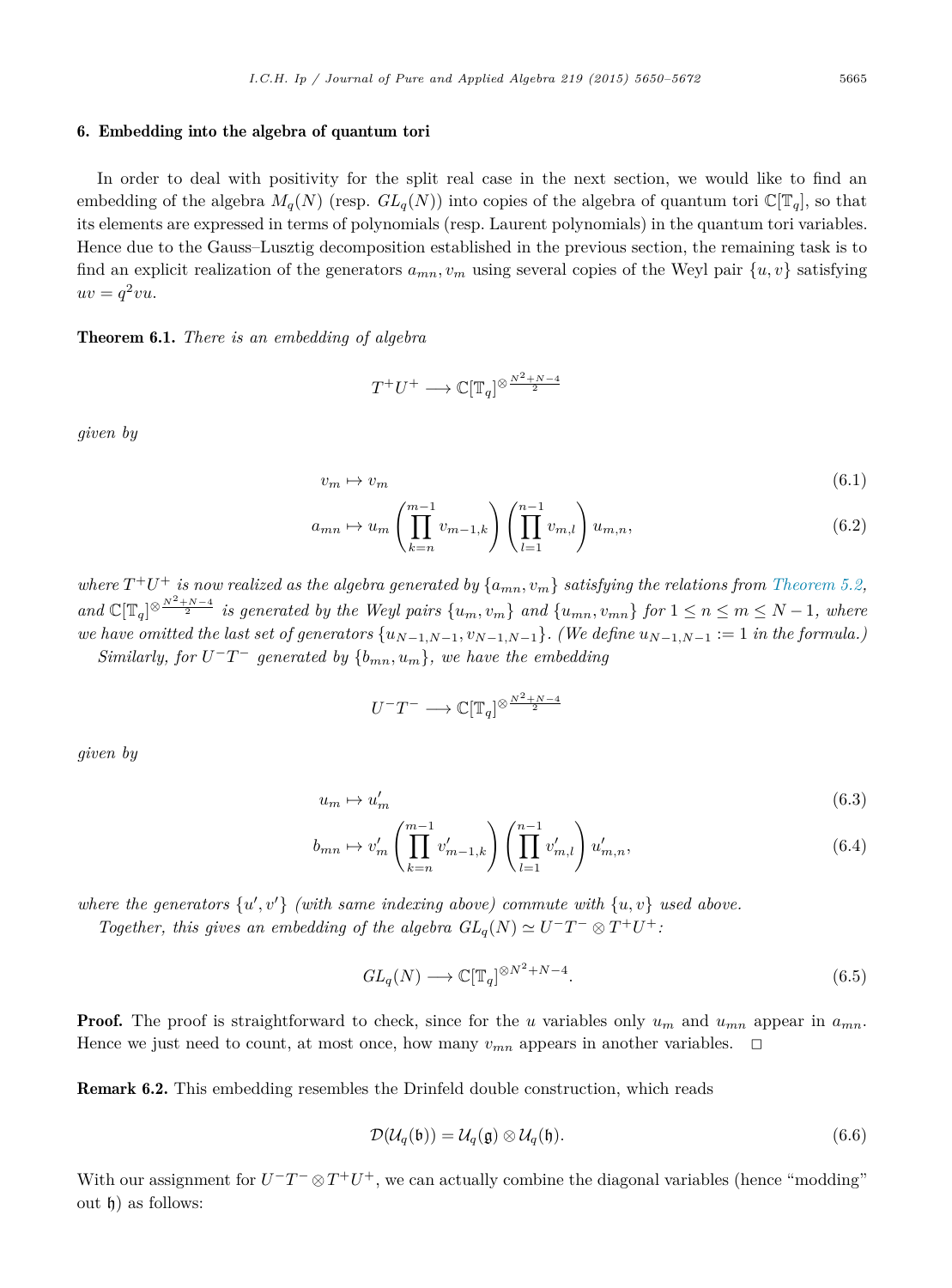## 6. Embedding into the algebra of quantum tori

In order to deal with positivity for the split real case in the next section, we would like to find an embedding of the algebra $M_q(N)$ (resp. $GL_q(N)$) into copies of the algebra of quantum tori $\mathbb{C}[\mathbb{T}_q]$, so that its elements are expressed in terms of polynomials (resp. Laurent polynomials) in the quantum tori variables. Hence due to the Gauss–Lusztig decomposition established in the previous section, the remaining task is to find an explicit realization of the generators $a_{mn}, v_m$ using several copies of the Weyl pair $\{u, v\}$ satisfying $uv = q^2 vu$.

**Theorem 6.1.** *There is an embedding of algebra*

$$T^+U^+ \longrightarrow \mathbb{C}[\mathbb{T}_q]^{\otimes \frac{N^2+N-4}{2}}$$

*given by*

$$v_m \mapsto v_m \tag{6.1}$$

$$a_{mn} \mapsto u_m \left(\prod_{k=n}^{m-1} v_{m-1,k}\right)\left(\prod_{l=1}^{n-1} v_{m,l}\right) u_{m,n}, \tag{6.2}$$

*where $T^+U^+$ is now realized as the algebra generated by $\{a_{mn}, v_m\}$ satisfying the relations from Theorem 5.2, and $\mathbb{C}[\mathbb{T}_q]^{\otimes \frac{N^2+N-4}{2}}$ is generated by the Weyl pairs $\{u_m, v_m\}$ and $\{u_{mn}, v_{mn}\}$ for $1 \leq n \leq m \leq N-1$, where we have omitted the last set of generators $\{u_{N-1,N-1}, v_{N-1,N-1}\}$. (We define $u_{N-1,N-1} := 1$ in the formula.)*

*Similarly, for $U^-T^-$ generated by $\{b_{mn}, u_m\}$, we have the embedding*

$$U^-T^- \longrightarrow \mathbb{C}[\mathbb{T}_q]^{\otimes \frac{N^2+N-4}{2}}$$

*given by*

$$u_m \mapsto u'_m \tag{6.3}$$

$$b_{mn} \mapsto v'_m \left(\prod_{k=n}^{m-1} v'_{m-1,k}\right)\left(\prod_{l=1}^{n-1} v'_{m,l}\right) u'_{m,n}, \tag{6.4}$$

*where the generators $\{u', v'\}$ (with same indexing above) commute with $\{u, v\}$ used above.*

*Together, this gives an embedding of the algebra $GL_q(N) \simeq U^-T^- \otimes T^+U^+$:*

$$GL_q(N) \longrightarrow \mathbb{C}[\mathbb{T}_q]^{\otimes N^2+N-4}. \tag{6.5}$$

**Proof.** The proof is straightforward to check, since for the $u$ variables only $u_m$ and $u_{mn}$ appear in $a_{mn}$. Hence we just need to count, at most once, how many $v_{mn}$ appears in another variables. $\square$

**Remark 6.2.** This embedding resembles the Drinfeld double construction, which reads

$$\mathcal{D}(\mathcal{U}_q(\mathfrak{b})) = \mathcal{U}_q(\mathfrak{g}) \otimes \mathcal{U}_q(\mathfrak{h}). \tag{6.6}$$

With our assignment for $U^-T^- \otimes T^+U^+$, we can actually combine the diagonal variables (hence "modding" out $\mathfrak{h}$) as follows: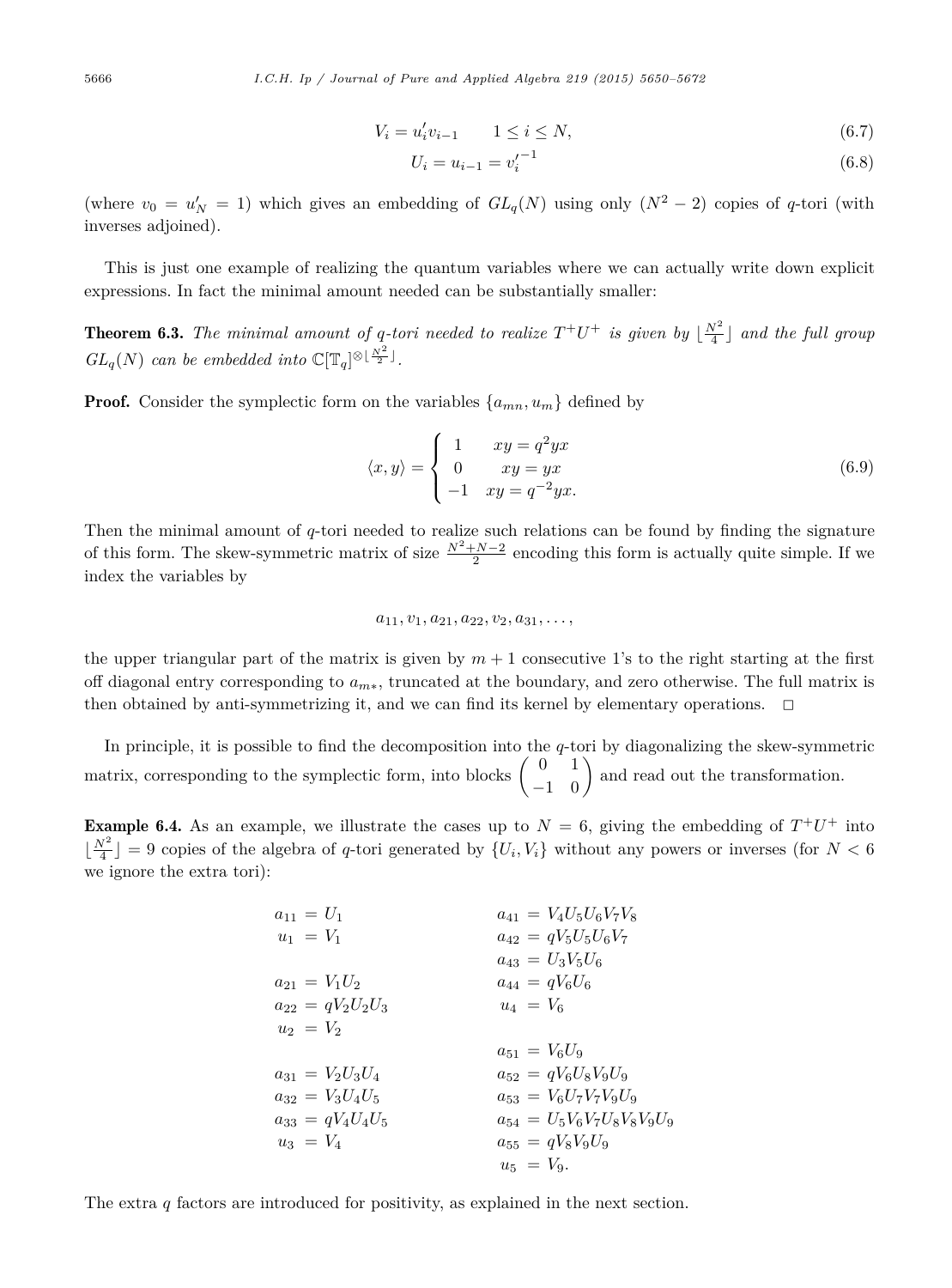$$V_i = u_i' v_{i-1} \qquad 1 \le i \le N, \tag{6.7}$$

$$U_i = u_{i-1} = v_i'^{-1} \tag{6.8}$$

(where $v_0 = u_N' = 1$) which gives an embedding of $GL_q(N)$ using only $(N^2 - 2)$ copies of $q$-tori (with inverses adjoined).

This is just one example of realizing the quantum variables where we can actually write down explicit expressions. In fact the minimal amount needed can be substantially smaller:

**Theorem 6.3.** *The minimal amount of $q$-tori needed to realize $T^+U^+$ is given by $\lfloor \frac{N^2}{4} \rfloor$ and the full group $GL_q(N)$ can be embedded into $\mathbb{C}[\mathbb{T}_q]^{\otimes \lfloor \frac{N^2}{2} \rfloor}$.*

**Proof.** Consider the symplectic form on the variables $\{a_{mn}, u_m\}$ defined by

$$\langle x, y \rangle = \begin{cases} 1 & xy = q^2 yx \\ 0 & xy = yx \\ -1 & xy = q^{-2} yx. \end{cases} \tag{6.9}$$

Then the minimal amount of $q$-tori needed to realize such relations can be found by finding the signature of this form. The skew-symmetric matrix of size $\frac{N^2+N-2}{2}$ encoding this form is actually quite simple. If we index the variables by

$$a_{11}, v_1, a_{21}, a_{22}, v_2, a_{31}, \ldots,$$

the upper triangular part of the matrix is given by $m+1$ consecutive 1's to the right starting at the first off diagonal entry corresponding to $a_{m*}$, truncated at the boundary, and zero otherwise. The full matrix is then obtained by anti-symmetrizing it, and we can find its kernel by elementary operations. $\square$

In principle, it is possible to find the decomposition into the $q$-tori by diagonalizing the skew-symmetric matrix, corresponding to the symplectic form, into blocks $\begin{pmatrix} 0 & 1 \\ -1 & 0 \end{pmatrix}$ and read out the transformation.

**Example 6.4.** As an example, we illustrate the cases up to $N = 6$, giving the embedding of $T^+U^+$ into $\lfloor \frac{N^2}{4} \rfloor = 9$ copies of the algebra of $q$-tori generated by $\{U_i, V_i\}$ without any powers or inverses (for $N < 6$ we ignore the extra tori):

$$\begin{aligned}
a_{11} &= U_1 \\
u_1 &= V_1 \\
\\
a_{21} &= V_1 U_2 \\
a_{22} &= q V_2 U_2 U_3 \\
u_2 &= V_2 \\
\\
a_{31} &= V_2 U_3 U_4 \\
a_{32} &= V_3 U_4 U_5 \\
a_{33} &= q V_4 U_4 U_5 \\
u_3 &= V_4
\end{aligned}
\qquad\qquad
\begin{aligned}
a_{41} &= V_4 U_5 U_6 V_7 V_8 \\
a_{42} &= q V_5 U_5 U_6 V_7 \\
a_{43} &= U_3 V_5 U_6 \\
a_{44} &= q V_6 U_6 \\
u_4 &= V_6 \\
\\
a_{51} &= V_6 U_9 \\
a_{52} &= q V_6 U_8 V_9 U_9 \\
a_{53} &= V_6 U_7 V_7 V_9 U_9 \\
a_{54} &= U_5 V_6 V_7 U_8 V_8 V_9 U_9 \\
a_{55} &= q V_8 V_9 U_9 \\
u_5 &= V_9.
\end{aligned}$$

The extra $q$ factors are introduced for positivity, as explained in the next section.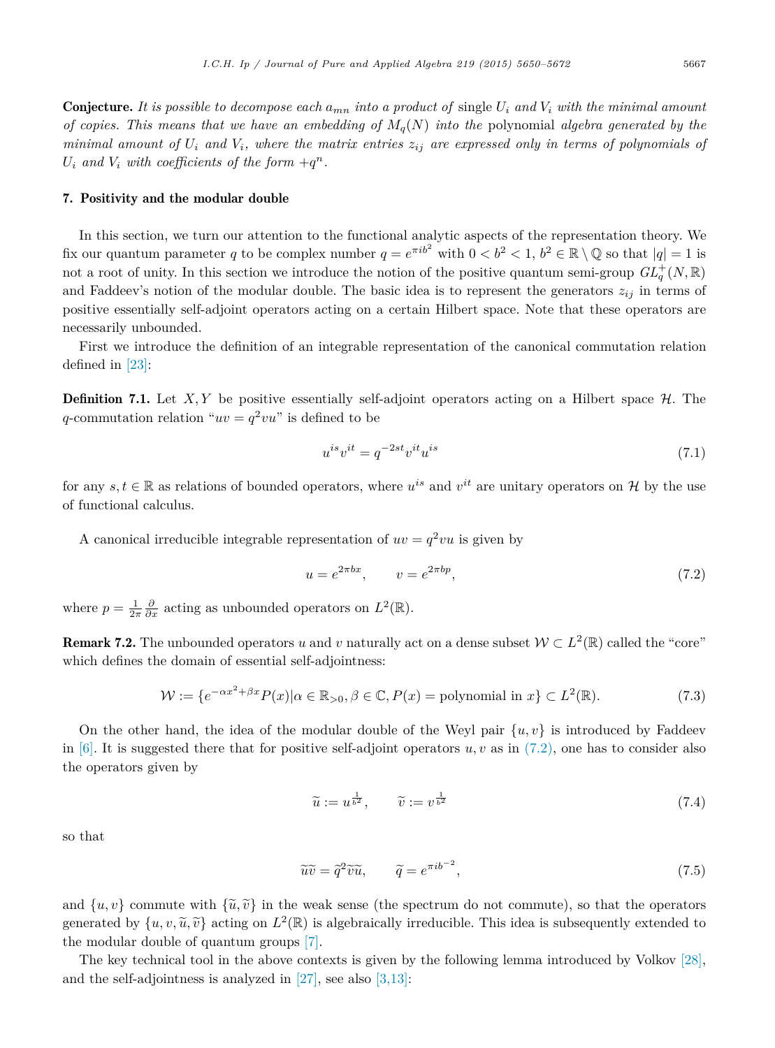**Conjecture.** *It is possible to decompose each $a_{mn}$ into a product of* single $U_i$ *and* $V_i$ *with the minimal amount of copies. This means that we have an embedding of $M_q(N)$ into the* polynomial *algebra generated by the minimal amount of $U_i$ and $V_i$, where the matrix entries $z_{ij}$ are expressed only in terms of polynomials of $U_i$ and $V_i$ with coefficients of the form $+q^n$.*

## 7. Positivity and the modular double

In this section, we turn our attention to the functional analytic aspects of the representation theory. We fix our quantum parameter $q$ to be complex number $q = e^{\pi i b^2}$ with $0 < b^2 < 1$, $b^2 \in \mathbb{R} \setminus \mathbb{Q}$ so that $|q| = 1$ is not a root of unity. In this section we introduce the notion of the positive quantum semi-group $GL_q^+(N, \mathbb{R})$ and Faddeev's notion of the modular double. The basic idea is to represent the generators $z_{ij}$ in terms of positive essentially self-adjoint operators acting on a certain Hilbert space. Note that these operators are necessarily unbounded.

First we introduce the definition of an integrable representation of the canonical commutation relation defined in [23]:

**Definition 7.1.** Let $X, Y$ be positive essentially self-adjoint operators acting on a Hilbert space $\mathcal{H}$. The $q$-commutation relation "$uv = q^2 vu$" is defined to be

$$u^{is} v^{it} = q^{-2st} v^{it} u^{is} \tag{7.1}$$

for any $s, t \in \mathbb{R}$ as relations of bounded operators, where $u^{is}$ and $v^{it}$ are unitary operators on $\mathcal{H}$ by the use of functional calculus.

A canonical irreducible integrable representation of $uv = q^2 vu$ is given by

$$u = e^{2\pi b x}, \qquad v = e^{2\pi b p}, \tag{7.2}$$

where $p = \frac{1}{2\pi} \frac{\partial}{\partial x}$ acting as unbounded operators on $L^2(\mathbb{R})$.

**Remark 7.2.** The unbounded operators $u$ and $v$ naturally act on a dense subset $\mathcal{W} \subset L^2(\mathbb{R})$ called the "core" which defines the domain of essential self-adjointness:

$$\mathcal{W} := \{e^{-\alpha x^2 + \beta x} P(x) | \alpha \in \mathbb{R}_{>0}, \beta \in \mathbb{C}, P(x) = \text{polynomial in } x\} \subset L^2(\mathbb{R}). \tag{7.3}$$

On the other hand, the idea of the modular double of the Weyl pair $\{u, v\}$ is introduced by Faddeev in [6]. It is suggested there that for positive self-adjoint operators $u, v$ as in (7.2), one has to consider also the operators given by

$$\widetilde{u} := u^{\frac{1}{b^2}}, \qquad \widetilde{v} := v^{\frac{1}{b^2}} \tag{7.4}$$

so that

$$\widetilde{u}\widetilde{v} = \widetilde{q}^2 \widetilde{v}\widetilde{u}, \qquad \widetilde{q} = e^{\pi i b^{-2}}, \tag{7.5}$$

and $\{u, v\}$ commute with $\{\widetilde{u}, \widetilde{v}\}$ in the weak sense (the spectrum do not commute), so that the operators generated by $\{u, v, \widetilde{u}, \widetilde{v}\}$ acting on $L^2(\mathbb{R})$ is algebraically irreducible. This idea is subsequently extended to the modular double of quantum groups [7].

The key technical tool in the above contexts is given by the following lemma introduced by Volkov [28], and the self-adjointness is analyzed in [27], see also [3,13]: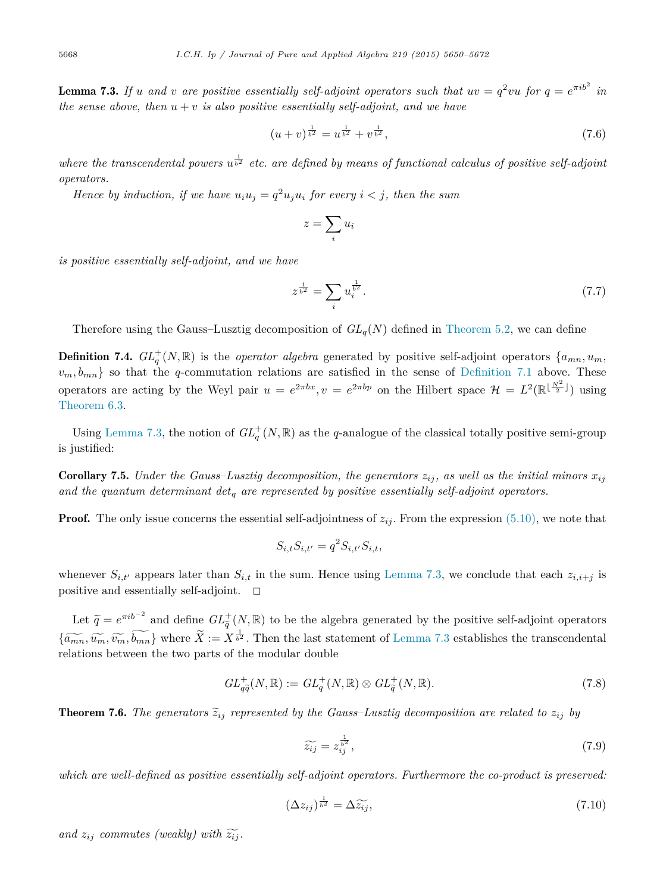**Lemma 7.3.** *If $u$ and $v$ are positive essentially self-adjoint operators such that $uv = q^2 vu$ for $q = e^{\pi i b^2}$ in the sense above, then $u + v$ is also positive essentially self-adjoint, and we have*

$$(u+v)^{\frac{1}{b^2}} = u^{\frac{1}{b^2}} + v^{\frac{1}{b^2}}, \tag{7.6}$$

*where the transcendental powers $u^{\frac{1}{b^2}}$ etc. are defined by means of functional calculus of positive self-adjoint operators.*

*Hence by induction, if we have $u_i u_j = q^2 u_j u_i$ for every $i < j$, then the sum*

$$z = \sum_i u_i$$

*is positive essentially self-adjoint, and we have*

$$z^{\frac{1}{b^2}} = \sum_i u_i^{\frac{1}{b^2}}. \tag{7.7}$$

Therefore using the Gauss–Lusztig decomposition of $GL_q(N)$ defined in Theorem 5.2, we can define

**Definition 7.4.** $GL_q^+(N, \mathbb{R})$ is the *operator algebra* generated by positive self-adjoint operators $\{a_{mn}, u_m, v_m, b_{mn}\}$ so that the $q$-commutation relations are satisfied in the sense of Definition 7.1 above. These operators are acting by the Weyl pair $u = e^{2\pi b x}, v = e^{2\pi b p}$ on the Hilbert space $\mathcal{H} = L^2(\mathbb{R}^{\lfloor \frac{N^2}{2} \rfloor})$ using Theorem 6.3.

Using Lemma 7.3, the notion of $GL_q^+(N, \mathbb{R})$ as the $q$-analogue of the classical totally positive semi-group is justified:

**Corollary 7.5.** *Under the Gauss–Lusztig decomposition, the generators $z_{ij}$, as well as the initial minors $x_{ij}$ and the quantum determinant $\det_q$ are represented by positive essentially self-adjoint operators.*

**Proof.** The only issue concerns the essential self-adjointness of $z_{ij}$. From the expression (5.10), we note that

$$S_{i,t} S_{i,t'} = q^2 S_{i,t'} S_{i,t},$$

whenever $S_{i,t'}$ appears later than $S_{i,t}$ in the sum. Hence using Lemma 7.3, we conclude that each $z_{i,i+j}$ is positive and essentially self-adjoint. $\square$

Let $\widetilde{q} = e^{\pi i b^{-2}}$ and define $GL_{\widetilde{q}}^+(N, \mathbb{R})$ to be the algebra generated by the positive self-adjoint operators $\{\widetilde{a_{mn}}, \widetilde{u_m}, \widetilde{v_m}, \widetilde{b_{mn}}\}$ where $\widetilde{X} := X^{\frac{1}{b^2}}$. Then the last statement of Lemma 7.3 establishes the transcendental relations between the two parts of the modular double

$$GL_{q\widetilde{q}}^+(N, \mathbb{R}) := GL_q^+(N, \mathbb{R}) \otimes GL_{\widetilde{q}}^+(N, \mathbb{R}). \tag{7.8}$$

**Theorem 7.6.** *The generators $\widetilde{z_{ij}}$ represented by the Gauss–Lusztig decomposition are related to $z_{ij}$ by*

$$\widetilde{z_{ij}} = z_{ij}^{\frac{1}{b^2}}, \tag{7.9}$$

*which are well-defined as positive essentially self-adjoint operators. Furthermore the co-product is preserved:*

$$(\Delta z_{ij})^{\frac{1}{b^2}} = \Delta \widetilde{z_{ij}}, \tag{7.10}$$

*and $z_{ij}$ commutes (weakly) with $\widetilde{z_{ij}}$.*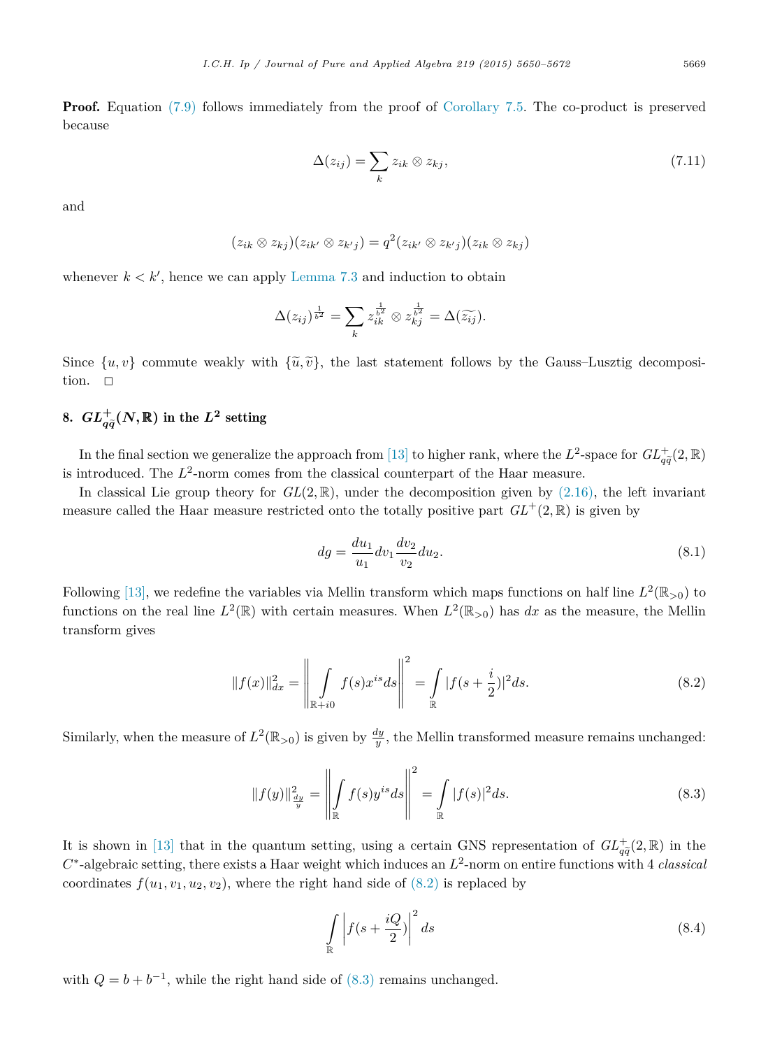**Proof.** Equation (7.9) follows immediately from the proof of Corollary 7.5. The co-product is preserved because

$$\Delta(z_{ij}) = \sum_k z_{ik} \otimes z_{kj}, \tag{7.11}$$

and

$$(z_{ik} \otimes z_{kj})(z_{ik'} \otimes z_{k'j}) = q^2 (z_{ik'} \otimes z_{k'j})(z_{ik} \otimes z_{kj})$$

whenever $k < k'$, hence we can apply Lemma 7.3 and induction to obtain

$$\Delta(z_{ij})^{\frac{1}{b^2}} = \sum_k z_{ik}^{\frac{1}{b^2}} \otimes z_{kj}^{\frac{1}{b^2}} = \Delta(\widetilde{z_{ij}}).$$

Since $\{u, v\}$ commute weakly with $\{\widetilde{u}, \widetilde{v}\}$, the last statement follows by the Gauss–Lusztig decomposition. $\square$

## 8. $GL^+_{q\widetilde{q}}(N, \mathbb{R})$ in the $L^2$ setting

In the final section we generalize the approach from [13] to higher rank, where the $L^2$-space for $GL^+_{q\widetilde{q}}(2, \mathbb{R})$ is introduced. The $L^2$-norm comes from the classical counterpart of the Haar measure.

In classical Lie group theory for $GL(2, \mathbb{R})$, under the decomposition given by (2.16), the left invariant measure called the Haar measure restricted onto the totally positive part $GL^+(2, \mathbb{R})$ is given by

$$dg = \frac{du_1}{u_1} dv_1 \frac{dv_2}{v_2} du_2. \tag{8.1}$$

Following [13], we redefine the variables via Mellin transform which maps functions on half line $L^2(\mathbb{R}_{>0})$ to functions on the real line $L^2(\mathbb{R})$ with certain measures. When $L^2(\mathbb{R}_{>0})$ has $dx$ as the measure, the Mellin transform gives

$$\|f(x)\|^2_{dx} = \left\| \int_{\mathbb{R}+i0} f(s) x^{is} ds \right\|^2 = \int_{\mathbb{R}} |f(s + \frac{i}{2})|^2 ds. \tag{8.2}$$

Similarly, when the measure of $L^2(\mathbb{R}_{>0})$ is given by $\frac{dy}{y}$, the Mellin transformed measure remains unchanged:

$$\|f(y)\|^2_{\frac{dy}{y}} = \left\| \int_{\mathbb{R}} f(s) y^{is} ds \right\|^2 = \int_{\mathbb{R}} |f(s)|^2 ds. \tag{8.3}$$

It is shown in [13] that in the quantum setting, using a certain GNS representation of $GL^+_{q\widetilde{q}}(2, \mathbb{R})$ in the $C^*$-algebraic setting, there exists a Haar weight which induces an $L^2$-norm on entire functions with 4 *classical* coordinates $f(u_1, v_1, u_2, v_2)$, where the right hand side of (8.2) is replaced by

$$\int_{\mathbb{R}} \left| f(s + \frac{iQ}{2}) \right|^2 ds \tag{8.4}$$

with $Q = b + b^{-1}$, while the right hand side of (8.3) remains unchanged.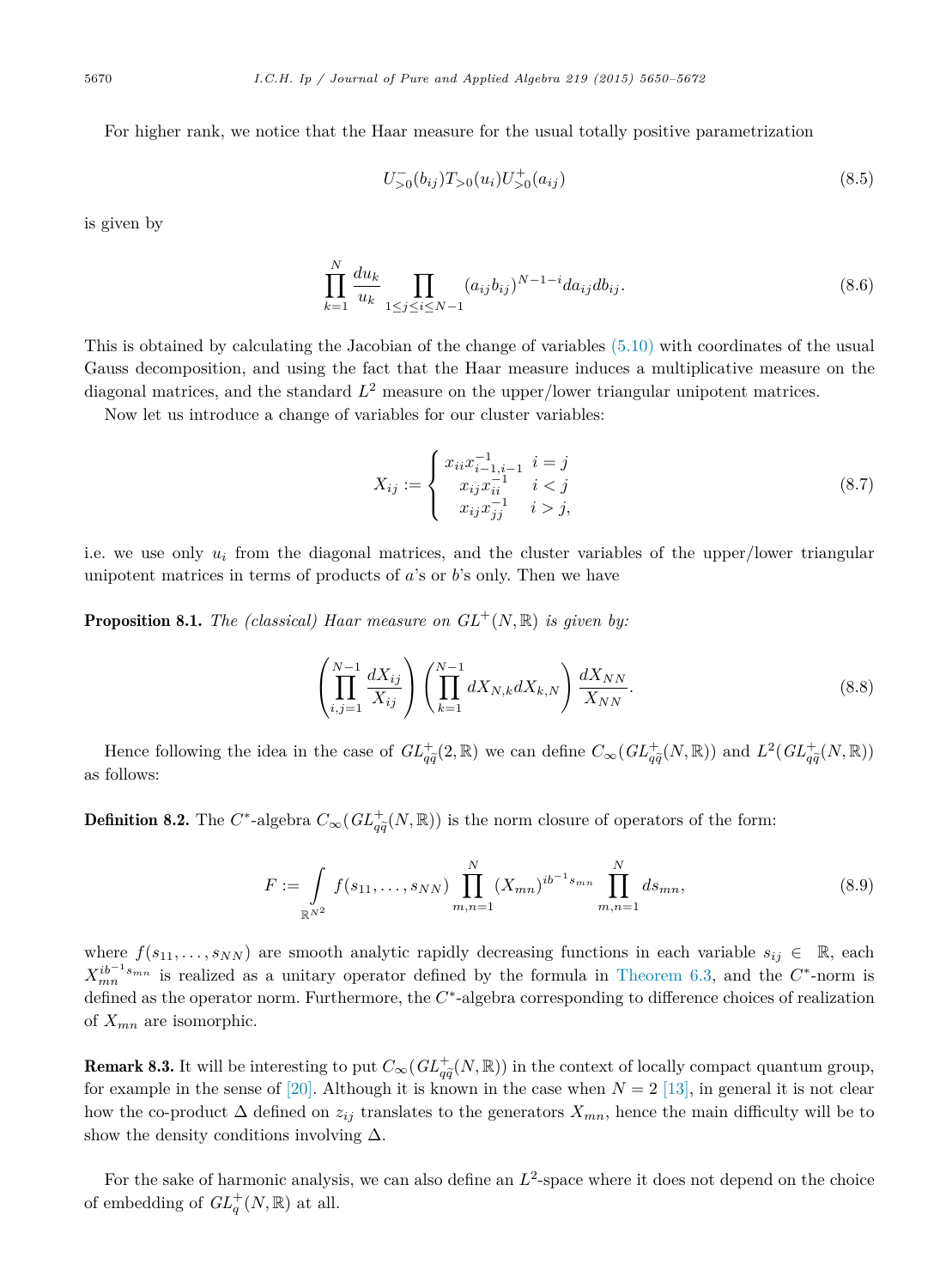For higher rank, we notice that the Haar measure for the usual totally positive parametrization

$$U^-_{>0}(b_{ij})T_{>0}(u_i)U^+_{>0}(a_{ij}) \tag{8.5}$$

is given by

$$\prod_{k=1}^{N} \frac{du_k}{u_k} \prod_{1\le j\le i\le N-1} (a_{ij}b_{ij})^{N-1-i} da_{ij} db_{ij}. \tag{8.6}$$

This is obtained by calculating the Jacobian of the change of variables (5.10) with coordinates of the usual Gauss decomposition, and using the fact that the Haar measure induces a multiplicative measure on the diagonal matrices, and the standard $L^2$ measure on the upper/lower triangular unipotent matrices.

Now let us introduce a change of variables for our cluster variables:

$$X_{ij} := \begin{cases} x_{ii}x_{i-1,i-1}^{-1} & i=j \\ x_{ij}x_{ii}^{-1} & i<j \\ x_{ij}x_{jj}^{-1} & i>j, \end{cases} \tag{8.7}$$

i.e. we use only $u_i$ from the diagonal matrices, and the cluster variables of the upper/lower triangular unipotent matrices in terms of products of $a$'s or $b$'s only. Then we have

**Proposition 8.1.** *The (classical) Haar measure on $GL^+(N,\mathbb{R})$ is given by:*

$$\left(\prod_{i,j=1}^{N-1} \frac{dX_{ij}}{X_{ij}}\right)\left(\prod_{k=1}^{N-1} dX_{N,k}dX_{k,N}\right)\frac{dX_{NN}}{X_{NN}}. \tag{8.8}$$

Hence following the idea in the case of $GL^+_{q\widetilde{q}}(2,\mathbb{R})$ we can define $C_\infty(GL^+_{q\widetilde{q}}(N,\mathbb{R}))$ and $L^2(GL^+_{q\widetilde{q}}(N,\mathbb{R}))$ as follows:

**Definition 8.2.** The $C^*$-algebra $C_\infty(GL^+_{q\widetilde{q}}(N,\mathbb{R}))$ is the norm closure of operators of the form:

$$F := \int_{\mathbb{R}^{N^2}} f(s_{11},\dots,s_{NN}) \prod_{m,n=1}^{N} (X_{mn})^{ib^{-1}s_{mn}} \prod_{m,n=1}^{N} ds_{mn}, \tag{8.9}$$

where $f(s_{11},\dots,s_{NN})$ are smooth analytic rapidly decreasing functions in each variable $s_{ij}\in\mathbb{R}$, each $X_{mn}^{ib^{-1}s_{mn}}$ is realized as a unitary operator defined by the formula in Theorem 6.3, and the $C^*$-norm is defined as the operator norm. Furthermore, the $C^*$-algebra corresponding to difference choices of realization of $X_{mn}$ are isomorphic.

**Remark 8.3.** It will be interesting to put $C_\infty(GL^+_{q\widetilde{q}}(N,\mathbb{R}))$ in the context of locally compact quantum group, for example in the sense of [20]. Although it is known in the case when $N=2$ [13], in general it is not clear how the co-product $\Delta$ defined on $z_{ij}$ translates to the generators $X_{mn}$, hence the main difficulty will be to show the density conditions involving $\Delta$.

For the sake of harmonic analysis, we can also define an $L^2$-space where it does not depend on the choice of embedding of $GL^+_q(N,\mathbb{R})$ at all.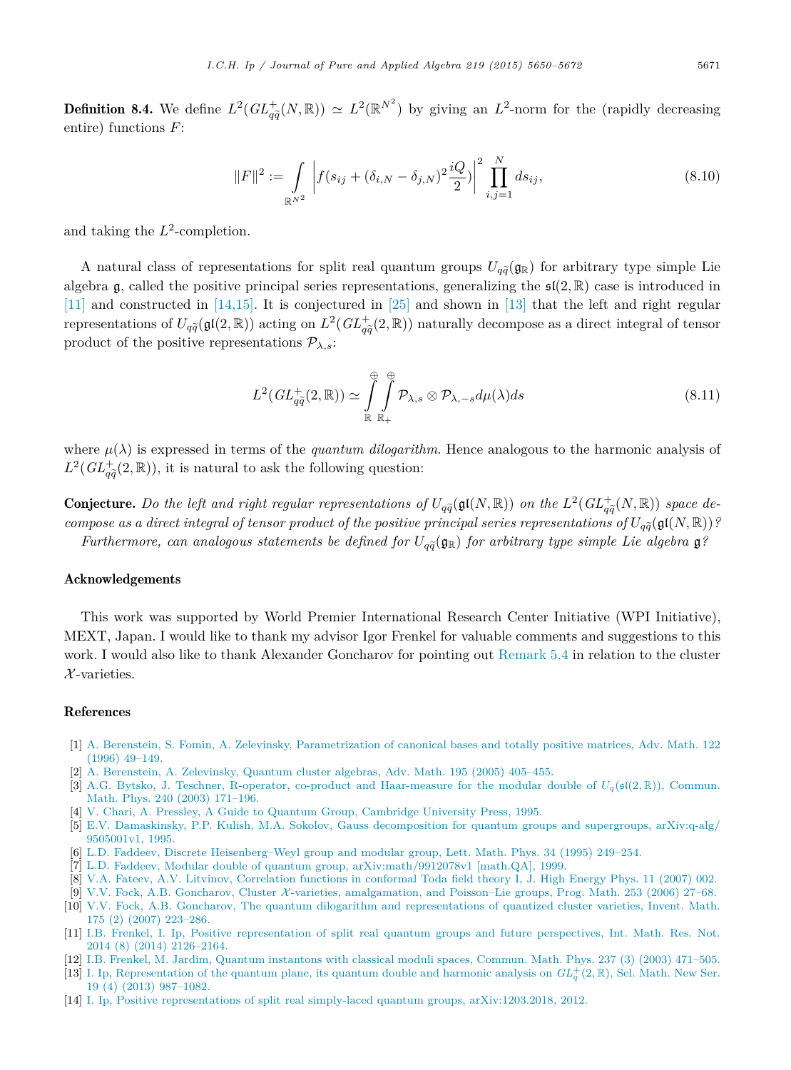**Definition 8.4.** We define $L^2(GL^+_{q\widetilde{q}}(N,\mathbb{R})) \simeq L^2(\mathbb{R}^{N^2})$ by giving an $L^2$-norm for the (rapidly decreasing entire) functions $F$:

$$\|F\|^2 := \int_{\mathbb{R}^{N^2}} \left| f(s_{ij} + (\delta_{i,N} - \delta_{j,N})^2 \frac{iQ}{2}) \right|^2 \prod_{i,j=1}^{N} ds_{ij}, \tag{8.10}$$

and taking the $L^2$-completion.

A natural class of representations for split real quantum groups $U_{q\widetilde{q}}(\mathfrak{g}_\mathbb{R})$ for arbitrary type simple Lie algebra $\mathfrak{g}$, called the positive principal series representations, generalizing the $\mathfrak{sl}(2,\mathbb{R})$ case is introduced in [11] and constructed in [14,15]. It is conjectured in [25] and shown in [13] that the left and right regular representations of $U_{q\widetilde{q}}(\mathfrak{gl}(2,\mathbb{R}))$ acting on $L^2(GL^+_{q\widetilde{q}}(2,\mathbb{R}))$ naturally decompose as a direct integral of tensor product of the positive representations $\mathcal{P}_{\lambda,s}$:

$$L^2(GL^+_{q\widetilde{q}}(2,\mathbb{R})) \simeq \int_{\mathbb{R}}^{\oplus} \int_{\mathbb{R}_+}^{\oplus} \mathcal{P}_{\lambda,s} \otimes \mathcal{P}_{\lambda,-s} d\mu(\lambda) ds \tag{8.11}$$

where $\mu(\lambda)$ is expressed in terms of the *quantum dilogarithm*. Hence analogous to the harmonic analysis of $L^2(GL^+_{q\widetilde{q}}(2,\mathbb{R}))$, it is natural to ask the following question:

**Conjecture.** *Do the left and right regular representations of $U_{q\widetilde{q}}(\mathfrak{gl}(N,\mathbb{R}))$ on the $L^2(GL^+_{q\widetilde{q}}(N,\mathbb{R}))$ space decompose as a direct integral of tensor product of the positive principal series representations of $U_{q\widetilde{q}}(\mathfrak{gl}(N,\mathbb{R}))$?*

*Furthermore, can analogous statements be defined for $U_{q\widetilde{q}}(\mathfrak{g}_\mathbb{R})$ for arbitrary type simple Lie algebra $\mathfrak{g}$?*

## Acknowledgements

This work was supported by World Premier International Research Center Initiative (WPI Initiative), MEXT, Japan. I would like to thank my advisor Igor Frenkel for valuable comments and suggestions to this work. I would also like to thank Alexander Goncharov for pointing out Remark 5.4 in relation to the cluster $\mathcal{X}$-varieties.

## References

[1] A. Berenstein, S. Fomin, A. Zelevinsky, Parametrization of canonical bases and totally positive matrices, Adv. Math. 122 (1996) 49–149.

[2] A. Berenstein, A. Zelevinsky, Quantum cluster algebras, Adv. Math. 195 (2005) 405–455.

[3] A.G. Bytsko, J. Teschner, R-operator, co-product and Haar-measure for the modular double of $U_q(\mathfrak{sl}(2,\mathbb{R}))$, Commun. Math. Phys. 240 (2003) 171–196.

[4] V. Chari, A. Pressley, A Guide to Quantum Group, Cambridge University Press, 1995.

[5] E.V. Damaskinsky, P.P. Kulish, M.A. Sokolov, Gauss decomposition for quantum groups and supergroups, arXiv:q-alg/9505001v1, 1995.

[6] L.D. Faddeev, Discrete Heisenberg–Weyl group and modular group, Lett. Math. Phys. 34 (1995) 249–254.

[7] L.D. Faddeev, Modular double of quantum group, arXiv:math/9912078v1 [math.QA], 1999.

[8] V.A. Fateev, A.V. Litvinov, Correlation functions in conformal Toda field theory I, J. High Energy Phys. 11 (2007) 002.

[9] V.V. Fock, A.B. Goncharov, Cluster $\mathcal{X}$-varieties, amalgamation, and Poisson–Lie groups, Prog. Math. 253 (2006) 27–68.

[10] V.V. Fock, A.B. Goncharov, The quantum dilogarithm and representations of quantized cluster varieties, Invent. Math. 175 (2) (2007) 223–286.

[11] I.B. Frenkel, I. Ip, Positive representation of split real quantum groups and future perspectives, Int. Math. Res. Not. 2014 (8) (2014) 2126–2164.

[12] I.B. Frenkel, M. Jardim, Quantum instantons with classical moduli spaces, Commun. Math. Phys. 237 (3) (2003) 471–505.

[13] I. Ip, Representation of the quantum plane, its quantum double and harmonic analysis on $GL^+_q(2,\mathbb{R})$, Sel. Math. New Ser. 19 (4) (2013) 987–1082.

[14] I. Ip, Positive representations of split real simply-laced quantum groups, arXiv:1203.2018, 2012.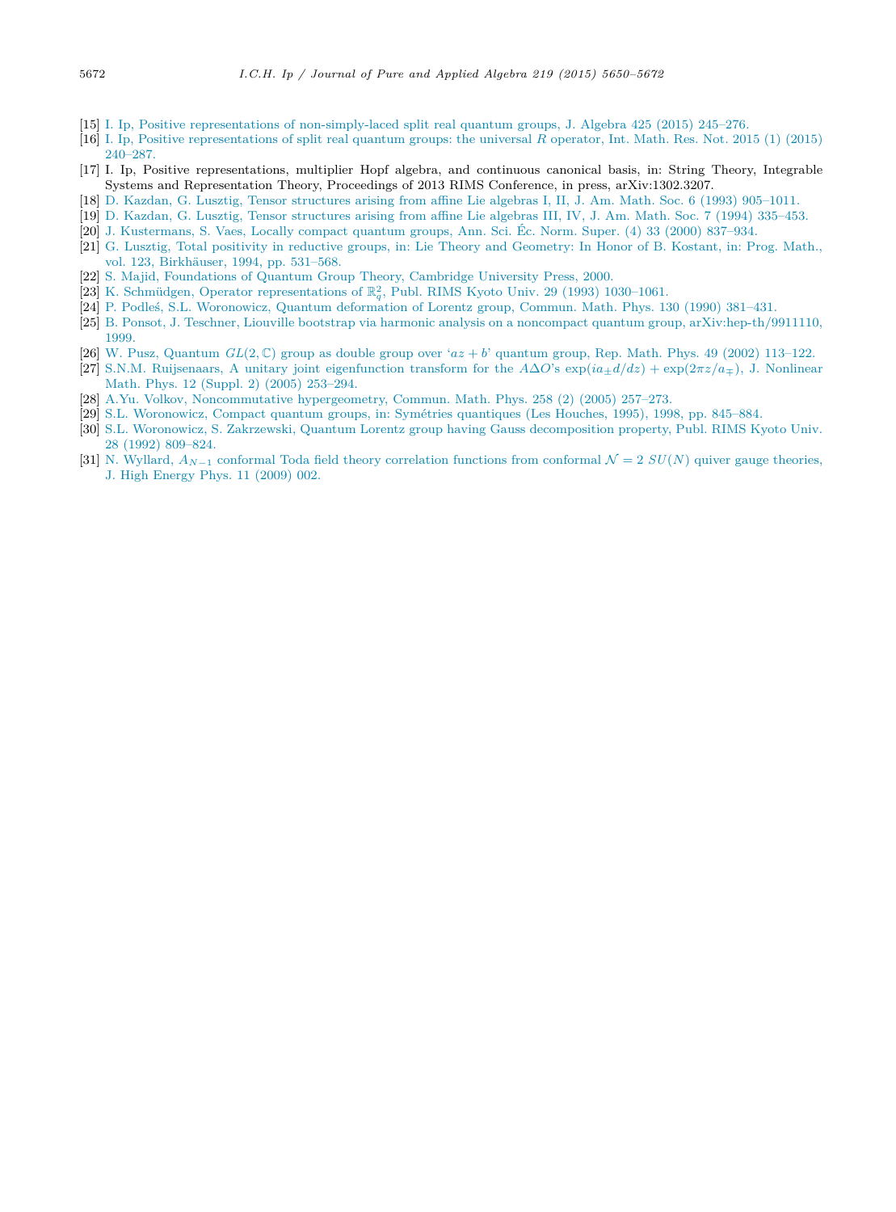[15] I. Ip, Positive representations of non-simply-laced split real quantum groups, J. Algebra 425 (2015) 245–276.

[16] I. Ip, Positive representations of split real quantum groups: the universal $R$ operator, Int. Math. Res. Not. 2015 (1) (2015) 240–287.

[17] I. Ip, Positive representations, multiplier Hopf algebra, and continuous canonical basis, in: String Theory, Integrable Systems and Representation Theory, Proceedings of 2013 RIMS Conference, in press, arXiv:1302.3207.

[18] D. Kazdan, G. Lusztig, Tensor structures arising from affine Lie algebras I, II, J. Am. Math. Soc. 6 (1993) 905–1011.

[19] D. Kazdan, G. Lusztig, Tensor structures arising from affine Lie algebras III, IV, J. Am. Math. Soc. 7 (1994) 335–453.

[20] J. Kustermans, S. Vaes, Locally compact quantum groups, Ann. Sci. Éc. Norm. Super. (4) 33 (2000) 837–934.

[21] G. Lusztig, Total positivity in reductive groups, in: Lie Theory and Geometry: In Honor of B. Kostant, in: Prog. Math., vol. 123, Birkhäuser, 1994, pp. 531–568.

[22] S. Majid, Foundations of Quantum Group Theory, Cambridge University Press, 2000.

[23] K. Schmüdgen, Operator representations of $\mathbb{R}_q^2$, Publ. RIMS Kyoto Univ. 29 (1993) 1030–1061.

[24] P. Podleś, S.L. Woronowicz, Quantum deformation of Lorentz group, Commun. Math. Phys. 130 (1990) 381–431.

[25] B. Ponsot, J. Teschner, Liouville bootstrap via harmonic analysis on a noncompact quantum group, arXiv:hep-th/9911110, 1999.

[26] W. Pusz, Quantum $GL(2,\mathbb{C})$ group as double group over '$az + b$' quantum group, Rep. Math. Phys. 49 (2002) 113–122.

[27] S.N.M. Ruijsenaars, A unitary joint eigenfunction transform for the $A\Delta O$'s $\exp(ia_\pm d/dz) + \exp(2\pi z/a_\mp)$, J. Nonlinear Math. Phys. 12 (Suppl. 2) (2005) 253–294.

[28] A.Yu. Volkov, Noncommutative hypergeometry, Commun. Math. Phys. 258 (2) (2005) 257–273.

[29] S.L. Woronowicz, Compact quantum groups, in: Symétries quantiques (Les Houches, 1995), 1998, pp. 845–884.

[30] S.L. Woronowicz, S. Zakrzewski, Quantum Lorentz group having Gauss decomposition property, Publ. RIMS Kyoto Univ. 28 (1992) 809–824.

[31] N. Wyllard, $A_{N-1}$ conformal Toda field theory correlation functions from conformal $\mathcal{N} = 2$ $SU(N)$ quiver gauge theories, J. High Energy Phys. 11 (2009) 002.